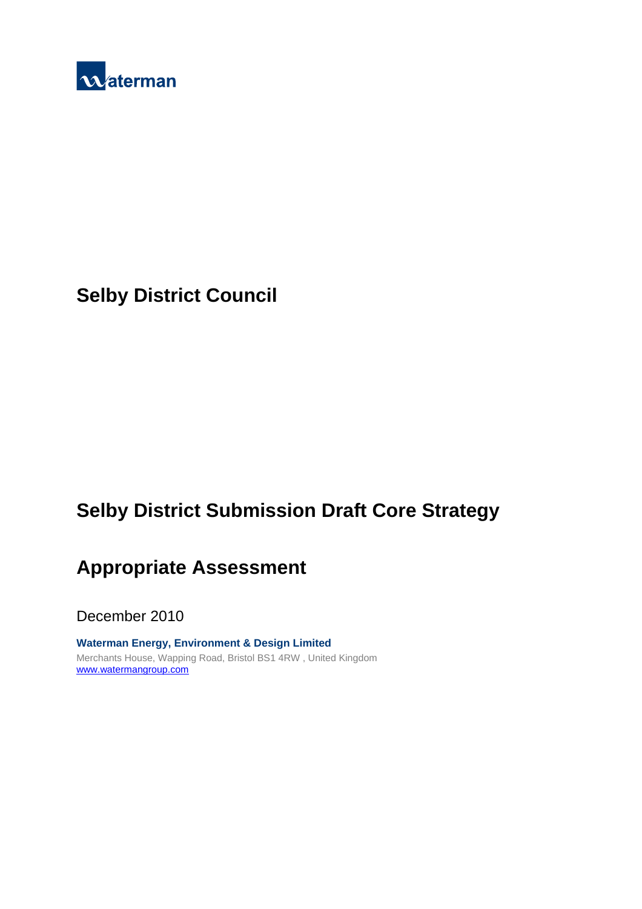waterman

# Selby District Council

# Selby District Submission Draft Core Strategy

## Appropriate Assessment

December 2010

**Waterman Energy, Environment & Design Limited**

Merchants House, Wapping Road, Bristol BS1 4RW , United Kingdom

www.watermangroup.com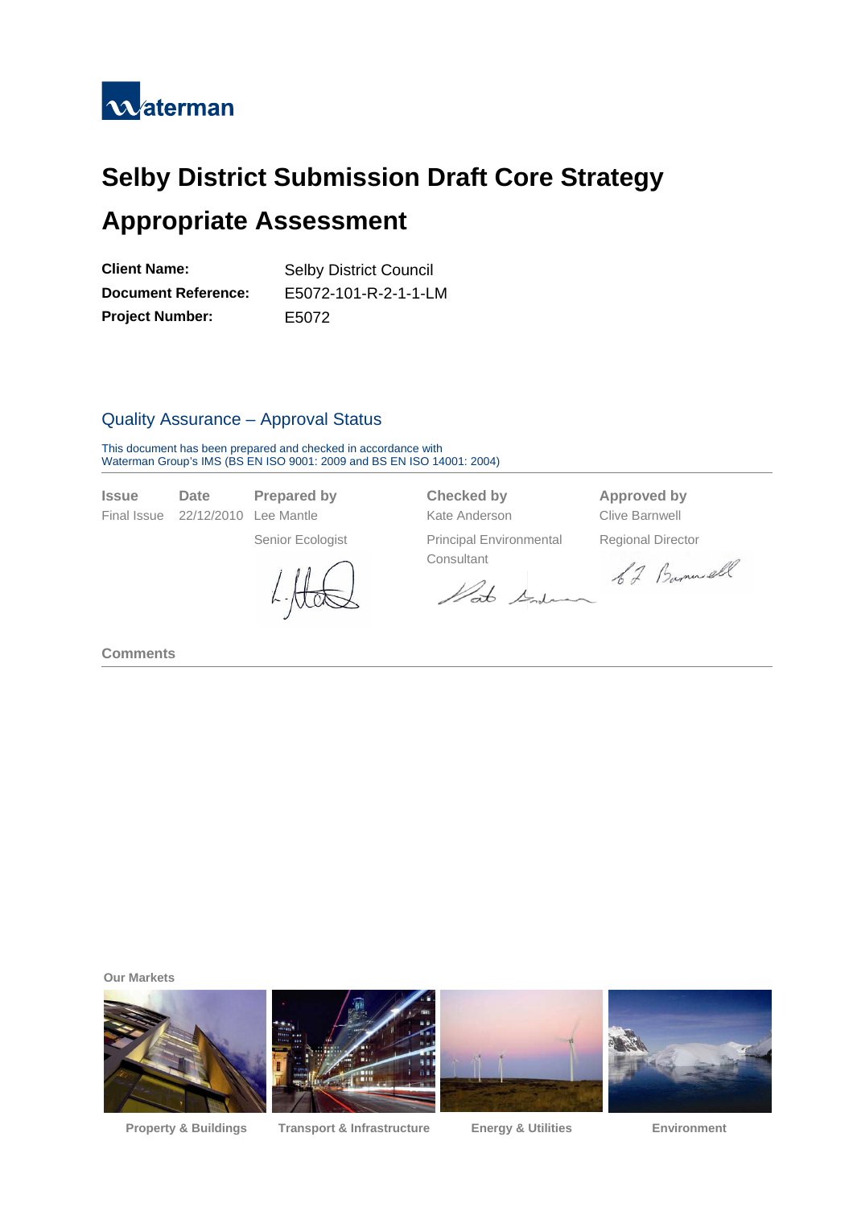# Selby District Submission Draft Core Strategy

# Appropriate Assessment

| | |
|---|---|
| **Client Name:** | Selby District Council |
| **Document Reference:** | E5072-101-R-2-1-1-LM |
| **Project Number:** | E5072 |

## Quality Assurance – Approval Status

This document has been prepared and checked in accordance with
Waterman Group's IMS (BS EN ISO 9001: 2009 and BS EN ISO 14001: 2004)

| Issue | Date | Prepared by | Checked by | Approved by |
|---|---|---|---|---|
| Final Issue | 22/12/2010 | Lee Mantle | Kate Anderson | Clive Barnwell |
| | | Senior Ecologist | Principal Environmental Consultant | Regional Director |

**Comments**

**Our Markets**

Property & Buildings | Transport & Infrastructure | Energy & Utilities | Environment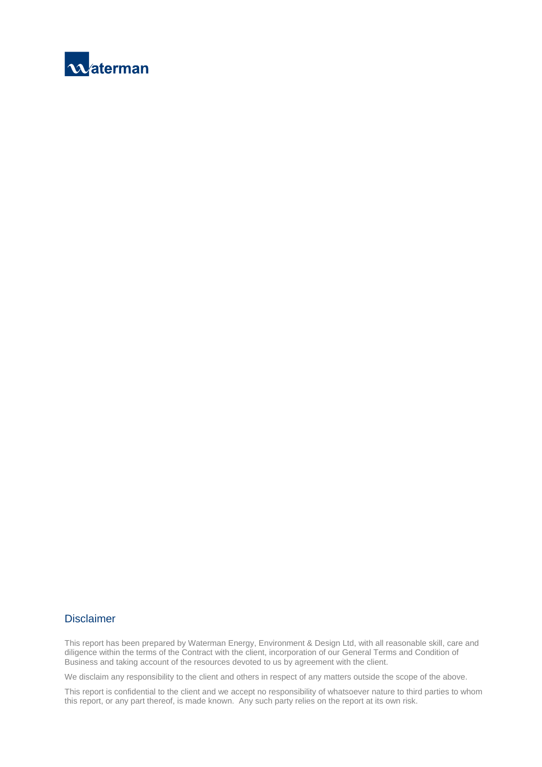## Disclaimer

This report has been prepared by Waterman Energy, Environment & Design Ltd, with all reasonable skill, care and diligence within the terms of the Contract with the client, incorporation of our General Terms and Condition of Business and taking account of the resources devoted to us by agreement with the client.

We disclaim any responsibility to the client and others in respect of any matters outside the scope of the above.

This report is confidential to the client and we accept no responsibility of whatsoever nature to third parties to whom this report, or any part thereof, is made known. Any such party relies on the report at its own risk.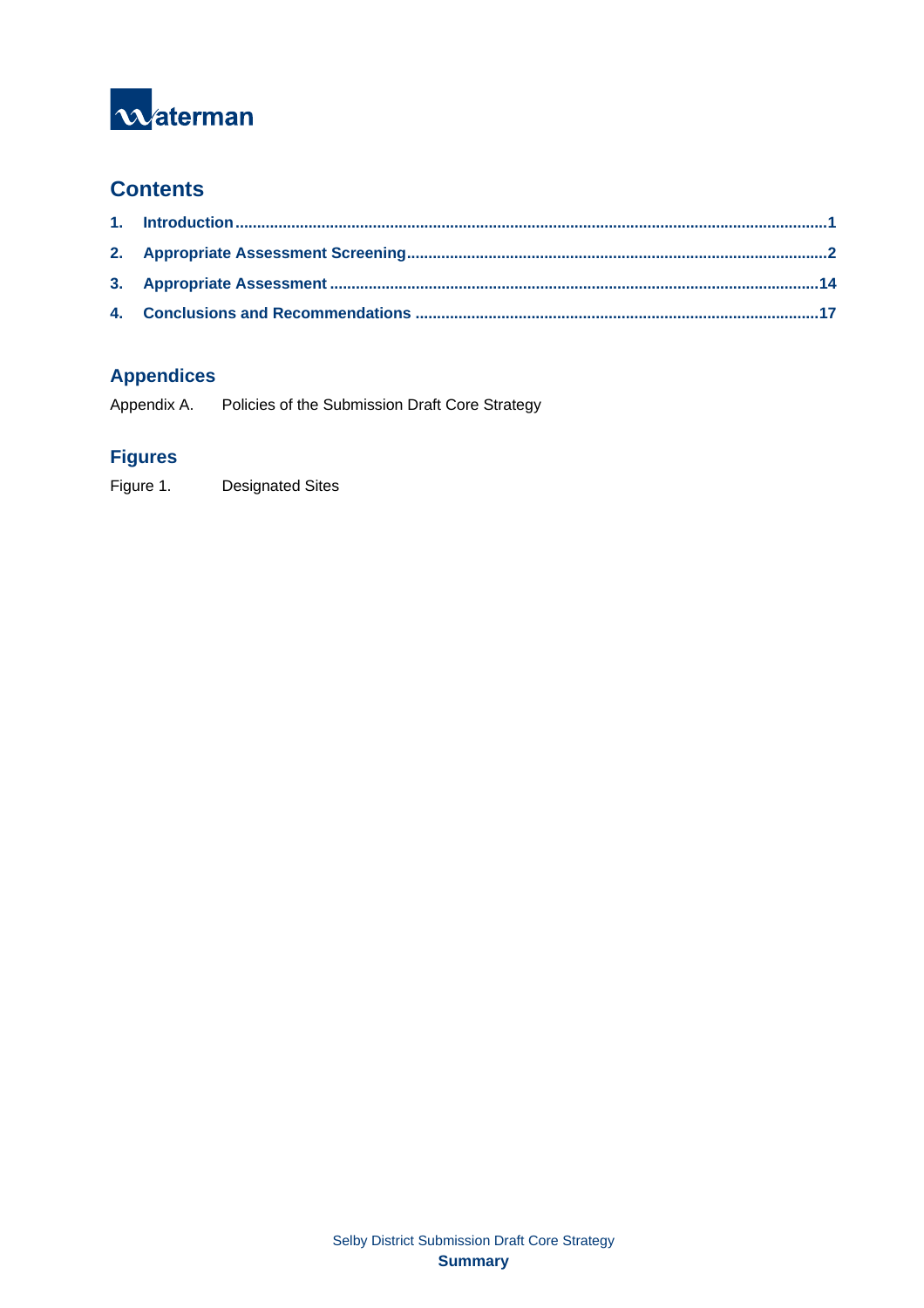## Contents

1. Introduction ........................................................................ 1
2. Appropriate Assessment Screening ........................................ 2
3. Appropriate Assessment ........................................................ 14
4. Conclusions and Recommendations ...................................... 17

## Appendices

Appendix A. Policies of the Submission Draft Core Strategy

## Figures

Figure 1. Designated Sites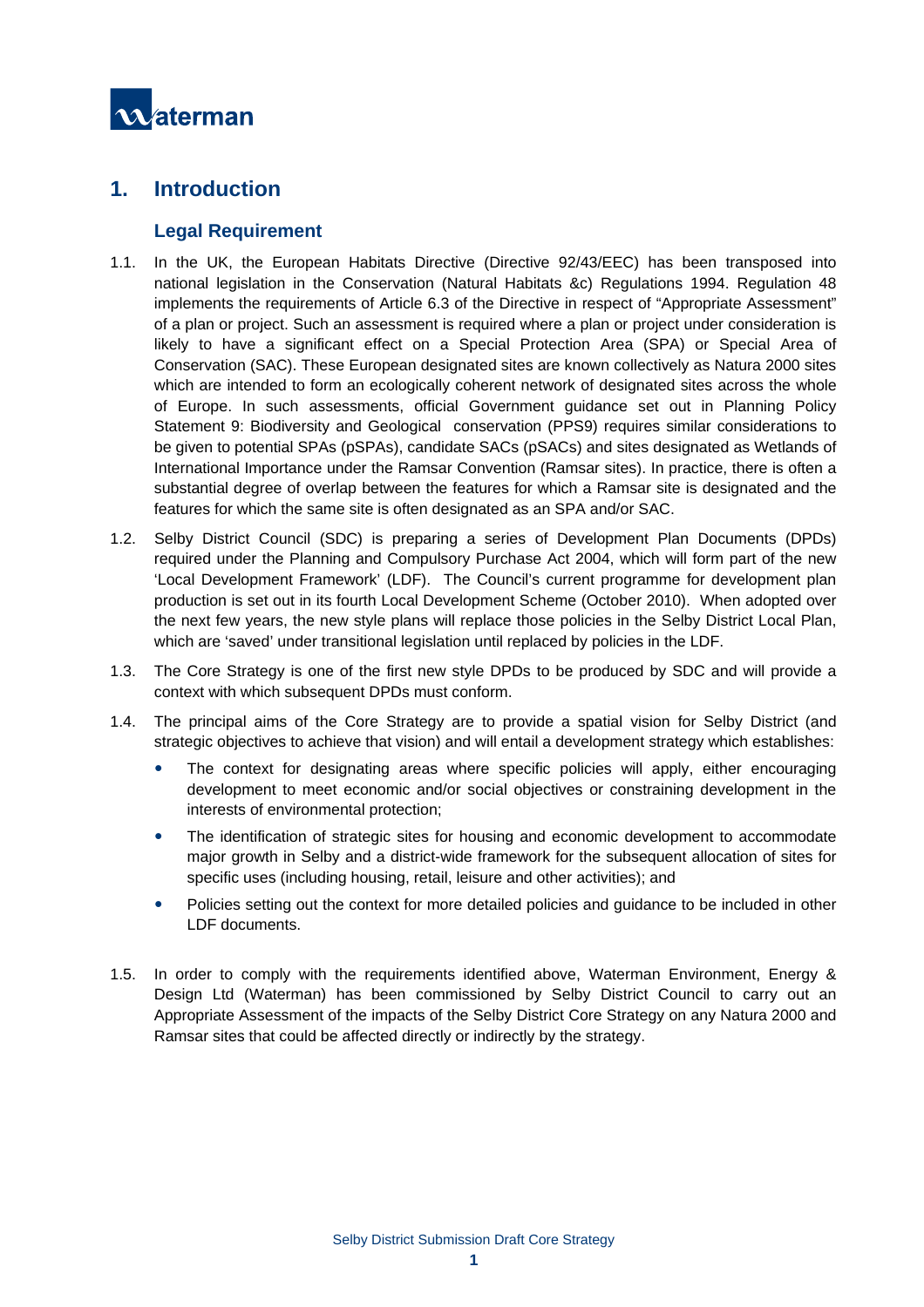# 1. Introduction

## Legal Requirement

1.1. In the UK, the European Habitats Directive (Directive 92/43/EEC) has been transposed into national legislation in the Conservation (Natural Habitats &c) Regulations 1994. Regulation 48 implements the requirements of Article 6.3 of the Directive in respect of "Appropriate Assessment" of a plan or project. Such an assessment is required where a plan or project under consideration is likely to have a significant effect on a Special Protection Area (SPA) or Special Area of Conservation (SAC). These European designated sites are known collectively as Natura 2000 sites which are intended to form an ecologically coherent network of designated sites across the whole of Europe. In such assessments, official Government guidance set out in Planning Policy Statement 9: Biodiversity and Geological conservation (PPS9) requires similar considerations to be given to potential SPAs (pSPAs), candidate SACs (pSACs) and sites designated as Wetlands of International Importance under the Ramsar Convention (Ramsar sites). In practice, there is often a substantial degree of overlap between the features for which a Ramsar site is designated and the features for which the same site is often designated as an SPA and/or SAC.

1.2. Selby District Council (SDC) is preparing a series of Development Plan Documents (DPDs) required under the Planning and Compulsory Purchase Act 2004, which will form part of the new 'Local Development Framework' (LDF). The Council's current programme for development plan production is set out in its fourth Local Development Scheme (October 2010). When adopted over the next few years, the new style plans will replace those policies in the Selby District Local Plan, which are 'saved' under transitional legislation until replaced by policies in the LDF.

1.3. The Core Strategy is one of the first new style DPDs to be produced by SDC and will provide a context with which subsequent DPDs must conform.

1.4. The principal aims of the Core Strategy are to provide a spatial vision for Selby District (and strategic objectives to achieve that vision) and will entail a development strategy which establishes:

- The context for designating areas where specific policies will apply, either encouraging development to meet economic and/or social objectives or constraining development in the interests of environmental protection;
- The identification of strategic sites for housing and economic development to accommodate major growth in Selby and a district-wide framework for the subsequent allocation of sites for specific uses (including housing, retail, leisure and other activities); and
- Policies setting out the context for more detailed policies and guidance to be included in other LDF documents.

1.5. In order to comply with the requirements identified above, Waterman Environment, Energy & Design Ltd (Waterman) has been commissioned by Selby District Council to carry out an Appropriate Assessment of the impacts of the Selby District Core Strategy on any Natura 2000 and Ramsar sites that could be affected directly or indirectly by the strategy.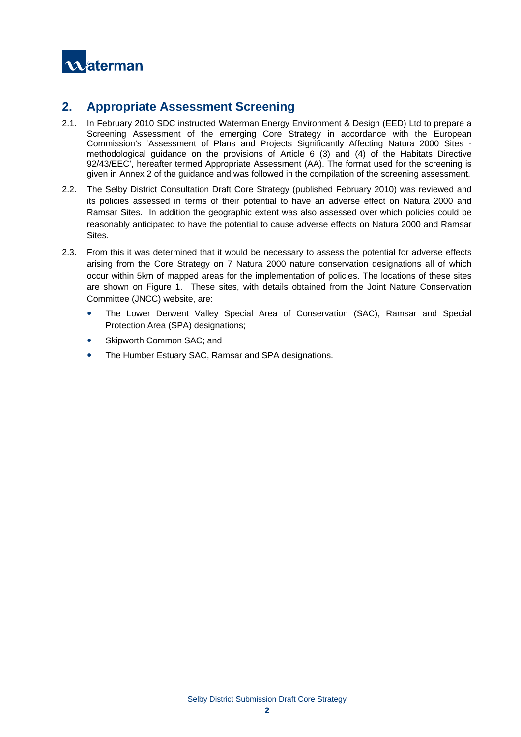## 2. Appropriate Assessment Screening

2.1. In February 2010 SDC instructed Waterman Energy Environment & Design (EED) Ltd to prepare a Screening Assessment of the emerging Core Strategy in accordance with the European Commission's 'Assessment of Plans and Projects Significantly Affecting Natura 2000 Sites - methodological guidance on the provisions of Article 6 (3) and (4) of the Habitats Directive 92/43/EEC', hereafter termed Appropriate Assessment (AA). The format used for the screening is given in Annex 2 of the guidance and was followed in the compilation of the screening assessment.

2.2. The Selby District Consultation Draft Core Strategy (published February 2010) was reviewed and its policies assessed in terms of their potential to have an adverse effect on Natura 2000 and Ramsar Sites. In addition the geographic extent was also assessed over which policies could be reasonably anticipated to have the potential to cause adverse effects on Natura 2000 and Ramsar Sites.

2.3. From this it was determined that it would be necessary to assess the potential for adverse effects arising from the Core Strategy on 7 Natura 2000 nature conservation designations all of which occur within 5km of mapped areas for the implementation of policies. The locations of these sites are shown on Figure 1. These sites, with details obtained from the Joint Nature Conservation Committee (JNCC) website, are:

- The Lower Derwent Valley Special Area of Conservation (SAC), Ramsar and Special Protection Area (SPA) designations;
- Skipworth Common SAC; and
- The Humber Estuary SAC, Ramsar and SPA designations.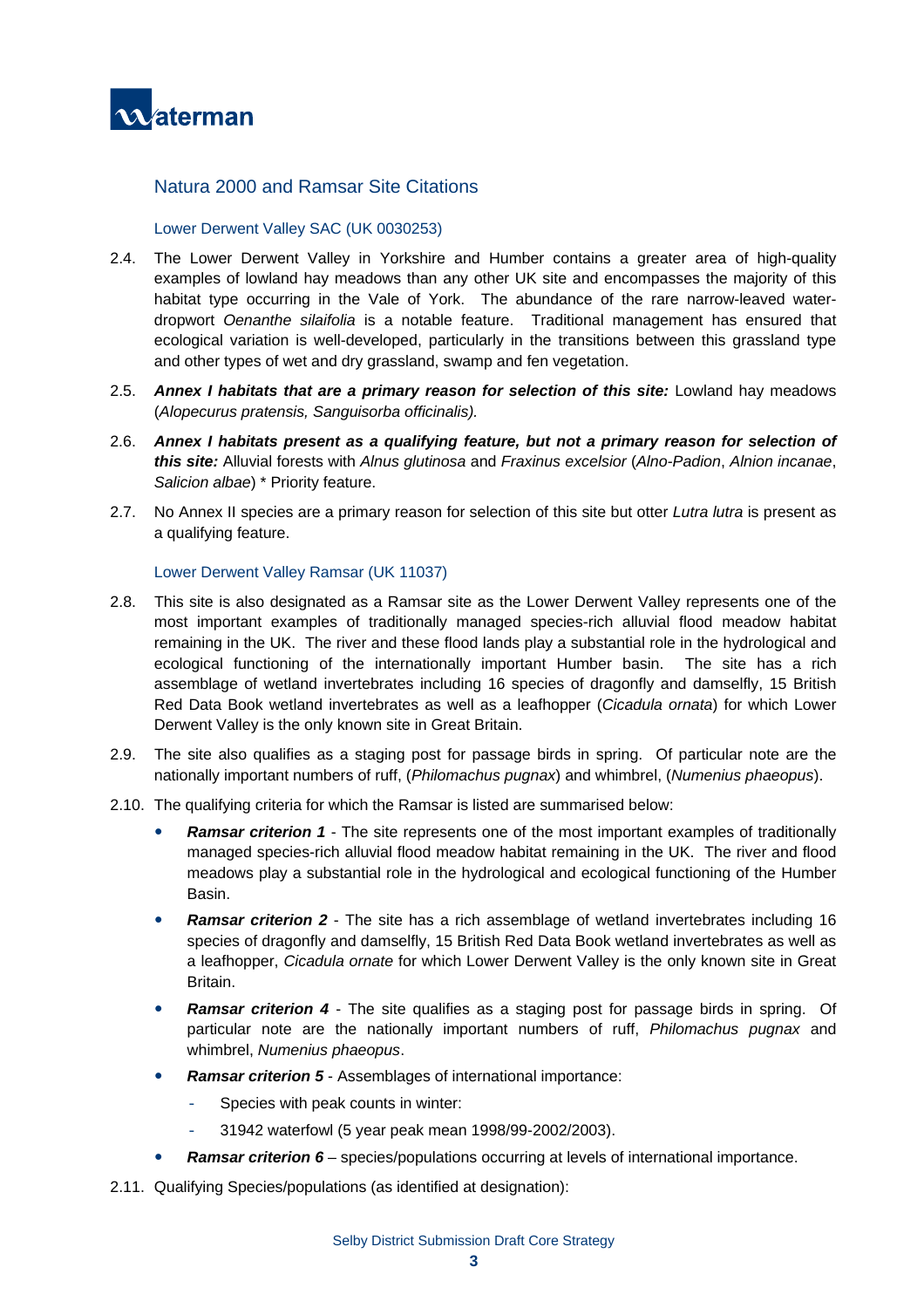## Natura 2000 and Ramsar Site Citations

### Lower Derwent Valley SAC (UK 0030253)

2.4. The Lower Derwent Valley in Yorkshire and Humber contains a greater area of high-quality examples of lowland hay meadows than any other UK site and encompasses the majority of this habitat type occurring in the Vale of York. The abundance of the rare narrow-leaved water-dropwort *Oenanthe silaifolia* is a notable feature. Traditional management has ensured that ecological variation is well-developed, particularly in the transitions between this grassland type and other types of wet and dry grassland, swamp and fen vegetation.

2.5. ***Annex I habitats that are a primary reason for selection of this site:*** Lowland hay meadows (*Alopecurus pratensis, Sanguisorba officinalis).*

2.6. ***Annex I habitats present as a qualifying feature, but not a primary reason for selection of this site:*** Alluvial forests with *Alnus glutinosa* and *Fraxinus excelsior* (*Alno-Padion*, *Alnion incanae*, *Salicion albae*) * Priority feature.

2.7. No Annex II species are a primary reason for selection of this site but otter *Lutra lutra* is present as a qualifying feature.

### Lower Derwent Valley Ramsar (UK 11037)

2.8. This site is also designated as a Ramsar site as the Lower Derwent Valley represents one of the most important examples of traditionally managed species-rich alluvial flood meadow habitat remaining in the UK. The river and these flood lands play a substantial role in the hydrological and ecological functioning of the internationally important Humber basin. The site has a rich assemblage of wetland invertebrates including 16 species of dragonfly and damselfly, 15 British Red Data Book wetland invertebrates as well as a leafhopper (*Cicadula ornata*) for which Lower Derwent Valley is the only known site in Great Britain.

2.9. The site also qualifies as a staging post for passage birds in spring. Of particular note are the nationally important numbers of ruff, (*Philomachus pugnax*) and whimbrel, (*Numenius phaeopus*).

2.10. The qualifying criteria for which the Ramsar is listed are summarised below:

- ***Ramsar criterion 1*** - The site represents one of the most important examples of traditionally managed species-rich alluvial flood meadow habitat remaining in the UK. The river and flood meadows play a substantial role in the hydrological and ecological functioning of the Humber Basin.
- ***Ramsar criterion 2*** - The site has a rich assemblage of wetland invertebrates including 16 species of dragonfly and damselfly, 15 British Red Data Book wetland invertebrates as well as a leafhopper, *Cicadula ornate* for which Lower Derwent Valley is the only known site in Great Britain.
- ***Ramsar criterion 4*** - The site qualifies as a staging post for passage birds in spring. Of particular note are the nationally important numbers of ruff, *Philomachus pugnax* and whimbrel, *Numenius phaeopus*.
- ***Ramsar criterion 5*** - Assemblages of international importance:
  - Species with peak counts in winter:
  - 31942 waterfowl (5 year peak mean 1998/99-2002/2003).
- ***Ramsar criterion 6*** – species/populations occurring at levels of international importance.

2.11. Qualifying Species/populations (as identified at designation):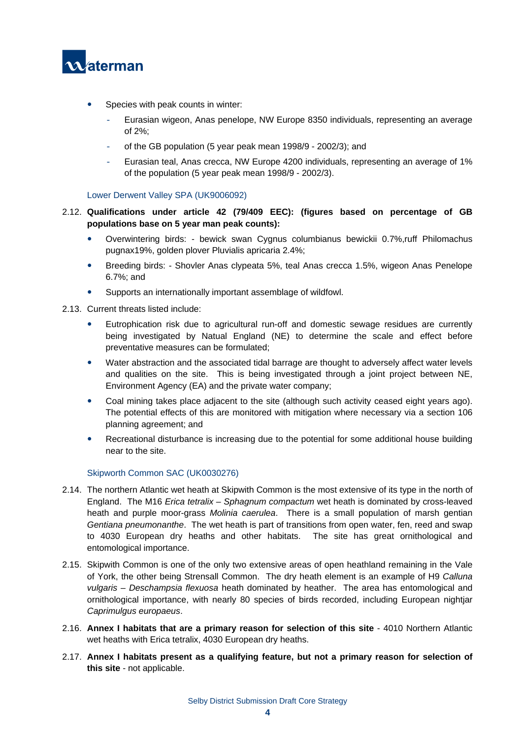- Species with peak counts in winter:
  - Eurasian wigeon, Anas penelope, NW Europe 8350 individuals, representing an average of 2%;
  - of the GB population (5 year peak mean 1998/9 - 2002/3); and
  - Eurasian teal, Anas crecca, NW Europe 4200 individuals, representing an average of 1% of the population (5 year peak mean 1998/9 - 2002/3).

### Lower Derwent Valley SPA (UK9006092)

2.12. **Qualifications under article 42 (79/409 EEC): (figures based on percentage of GB populations base on 5 year man peak counts):**

- Overwintering birds: - bewick swan Cygnus columbianus bewickii 0.7%,ruff Philomachus pugnax19%, golden plover Pluvialis apricaria 2.4%;
- Breeding birds: - Shovler Anas clypeata 5%, teal Anas crecca 1.5%, wigeon Anas Penelope 6.7%; and
- Supports an internationally important assemblage of wildfowl.

2.13. Current threats listed include:

- Eutrophication risk due to agricultural run-off and domestic sewage residues are currently being investigated by Natual England (NE) to determine the scale and effect before preventative measures can be formulated;
- Water abstraction and the associated tidal barrage are thought to adversely affect water levels and qualities on the site. This is being investigated through a joint project between NE, Environment Agency (EA) and the private water company;
- Coal mining takes place adjacent to the site (although such activity ceased eight years ago). The potential effects of this are monitored with mitigation where necessary via a section 106 planning agreement; and
- Recreational disturbance is increasing due to the potential for some additional house building near to the site.

### Skipworth Common SAC (UK0030276)

2.14. The northern Atlantic wet heath at Skipwith Common is the most extensive of its type in the north of England. The M16 *Erica tetralix – Sphagnum compactum* wet heath is dominated by cross-leaved heath and purple moor-grass *Molinia caerulea*. There is a small population of marsh gentian *Gentiana pneumonanthe*. The wet heath is part of transitions from open water, fen, reed and swap to 4030 European dry heaths and other habitats. The site has great ornithological and entomological importance.

2.15. Skipwith Common is one of the only two extensive areas of open heathland remaining in the Vale of York, the other being Strensall Common. The dry heath element is an example of H9 *Calluna vulgaris – Deschampsia flexuosa* heath dominated by heather. The area has entomological and ornithological importance, with nearly 80 species of birds recorded, including European nightjar *Caprimulgus europaeus*.

2.16. **Annex I habitats that are a primary reason for selection of this site** - 4010 Northern Atlantic wet heaths with Erica tetralix, 4030 European dry heaths.

2.17. **Annex I habitats present as a qualifying feature, but not a primary reason for selection of this site** - not applicable.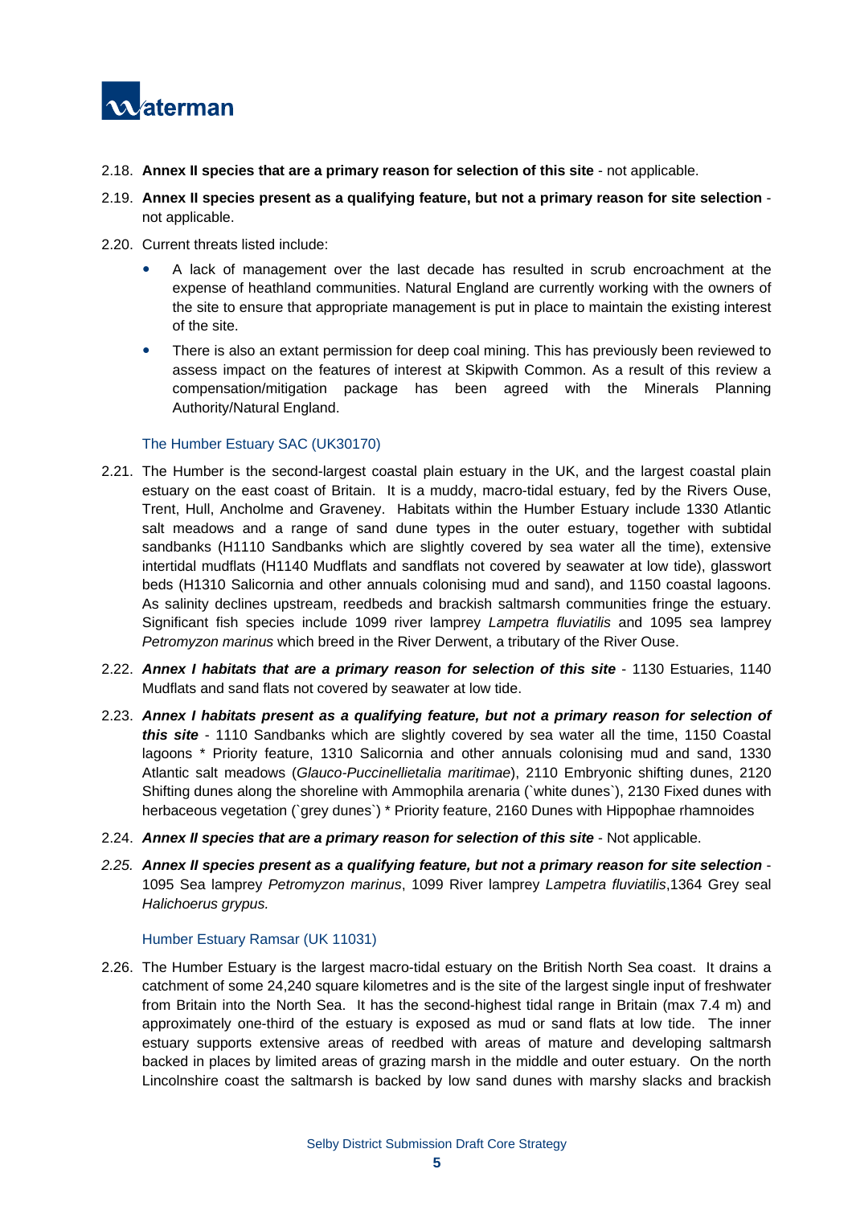2.18. **Annex II species that are a primary reason for selection of this site** - not applicable.

2.19. **Annex II species present as a qualifying feature, but not a primary reason for site selection** - not applicable.

2.20. Current threats listed include:

- A lack of management over the last decade has resulted in scrub encroachment at the expense of heathland communities. Natural England are currently working with the owners of the site to ensure that appropriate management is put in place to maintain the existing interest of the site.
- There is also an extant permission for deep coal mining. This has previously been reviewed to assess impact on the features of interest at Skipwith Common. As a result of this review a compensation/mitigation package has been agreed with the Minerals Planning Authority/Natural England.

### The Humber Estuary SAC (UK30170)

2.21. The Humber is the second-largest coastal plain estuary in the UK, and the largest coastal plain estuary on the east coast of Britain. It is a muddy, macro-tidal estuary, fed by the Rivers Ouse, Trent, Hull, Ancholme and Graveney. Habitats within the Humber Estuary include 1330 Atlantic salt meadows and a range of sand dune types in the outer estuary, together with subtidal sandbanks (H1110 Sandbanks which are slightly covered by sea water all the time), extensive intertidal mudflats (H1140 Mudflats and sandflats not covered by seawater at low tide), glasswort beds (H1310 Salicornia and other annuals colonising mud and sand), and 1150 coastal lagoons. As salinity declines upstream, reedbeds and brackish saltmarsh communities fringe the estuary. Significant fish species include 1099 river lamprey *Lampetra fluviatilis* and 1095 sea lamprey *Petromyzon marinus* which breed in the River Derwent, a tributary of the River Ouse.

2.22. ***Annex I habitats that are a primary reason for selection of this site*** - 1130 Estuaries, 1140 Mudflats and sand flats not covered by seawater at low tide.

2.23. ***Annex I habitats present as a qualifying feature, but not a primary reason for selection of this site*** - 1110 Sandbanks which are slightly covered by sea water all the time, 1150 Coastal lagoons * Priority feature, 1310 Salicornia and other annuals colonising mud and sand, 1330 Atlantic salt meadows (*Glauco-Puccinellietalia maritimae*), 2110 Embryonic shifting dunes, 2120 Shifting dunes along the shoreline with Ammophila arenaria (`white dunes`), 2130 Fixed dunes with herbaceous vegetation (`grey dunes`) * Priority feature, 2160 Dunes with Hippophae rhamnoides

2.24. ***Annex II species that are a primary reason for selection of this site*** - Not applicable.

*2.25.* ***Annex II species present as a qualifying feature, but not a primary reason for site selection*** - 1095 Sea lamprey *Petromyzon marinus*, 1099 River lamprey *Lampetra fluviatilis*,1364 Grey seal *Halichoerus grypus.*

### Humber Estuary Ramsar (UK 11031)

2.26. The Humber Estuary is the largest macro-tidal estuary on the British North Sea coast. It drains a catchment of some 24,240 square kilometres and is the site of the largest single input of freshwater from Britain into the North Sea. It has the second-highest tidal range in Britain (max 7.4 m) and approximately one-third of the estuary is exposed as mud or sand flats at low tide. The inner estuary supports extensive areas of reedbed with areas of mature and developing saltmarsh backed in places by limited areas of grazing marsh in the middle and outer estuary. On the north Lincolnshire coast the saltmarsh is backed by low sand dunes with marshy slacks and brackish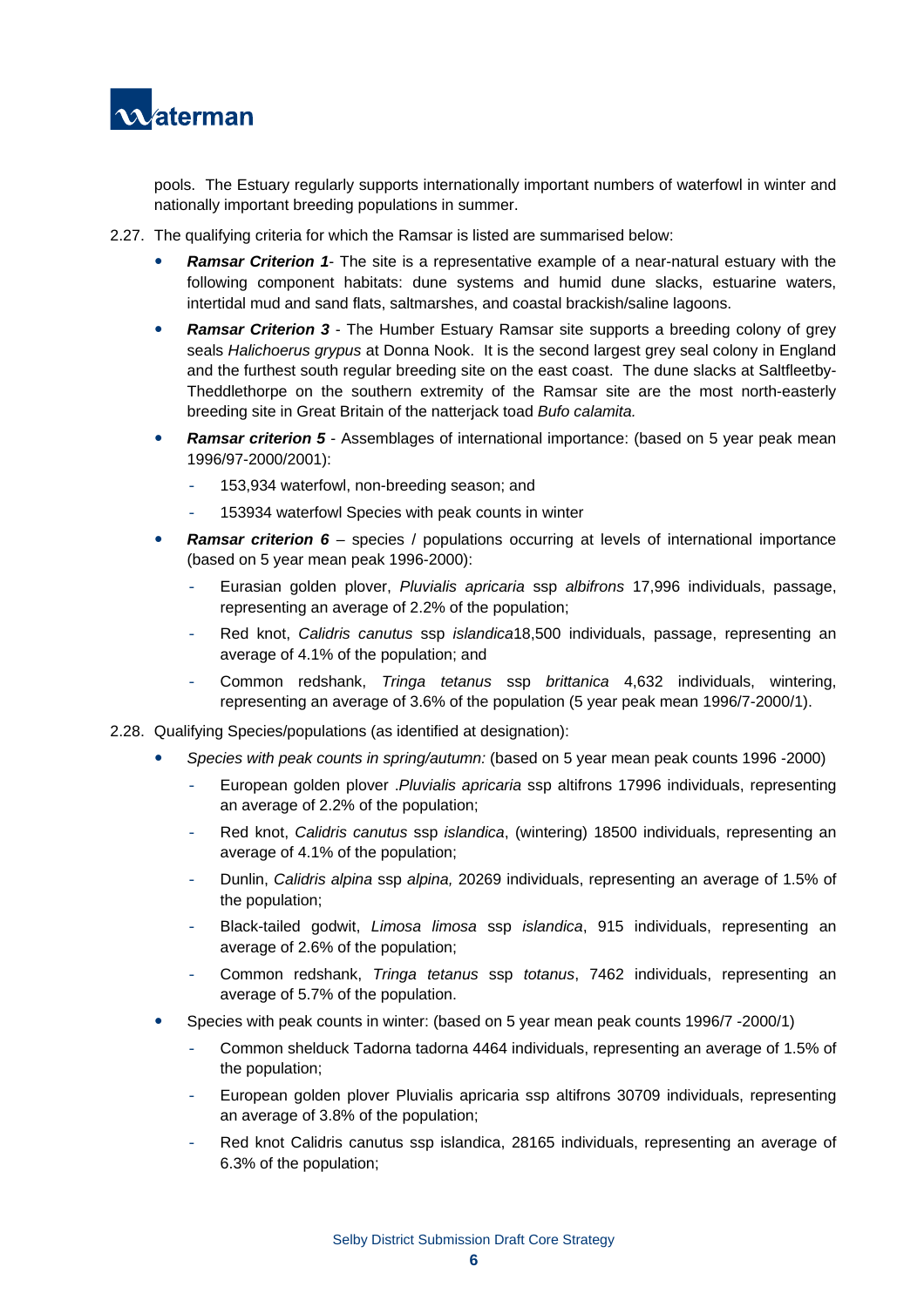pools. The Estuary regularly supports internationally important numbers of waterfowl in winter and nationally important breeding populations in summer.

2.27. The qualifying criteria for which the Ramsar is listed are summarised below:

- ***Ramsar Criterion 1***- The site is a representative example of a near-natural estuary with the following component habitats: dune systems and humid dune slacks, estuarine waters, intertidal mud and sand flats, saltmarshes, and coastal brackish/saline lagoons.
- ***Ramsar Criterion 3*** - The Humber Estuary Ramsar site supports a breeding colony of grey seals *Halichoerus grypus* at Donna Nook. It is the second largest grey seal colony in England and the furthest south regular breeding site on the east coast. The dune slacks at Saltfleetby-Theddlethorpe on the southern extremity of the Ramsar site are the most north-easterly breeding site in Great Britain of the natterjack toad *Bufo calamita.*
- ***Ramsar criterion 5*** - Assemblages of international importance: (based on 5 year peak mean 1996/97-2000/2001):
  - 153,934 waterfowl, non-breeding season; and
  - 153934 waterfowl Species with peak counts in winter
- ***Ramsar criterion 6*** – species / populations occurring at levels of international importance (based on 5 year mean peak 1996-2000):
  - Eurasian golden plover, *Pluvialis apricaria* ssp *albifrons* 17,996 individuals, passage, representing an average of 2.2% of the population;
  - Red knot, *Calidris canutus* ssp *islandica*18,500 individuals, passage, representing an average of 4.1% of the population; and
  - Common redshank, *Tringa tetanus* ssp *brittanica* 4,632 individuals, wintering, representing an average of 3.6% of the population (5 year peak mean 1996/7-2000/1).

2.28. Qualifying Species/populations (as identified at designation):

- *Species with peak counts in spring/autumn:* (based on 5 year mean peak counts 1996 -2000)
  - European golden plover .*Pluvialis apricaria* ssp altifrons 17996 individuals, representing an average of 2.2% of the population;
  - Red knot, *Calidris canutus* ssp *islandica*, (wintering) 18500 individuals, representing an average of 4.1% of the population;
  - Dunlin, *Calidris alpina* ssp *alpina,* 20269 individuals, representing an average of 1.5% of the population;
  - Black-tailed godwit, *Limosa limosa* ssp *islandica*, 915 individuals, representing an average of 2.6% of the population;
  - Common redshank, *Tringa tetanus* ssp *totanus*, 7462 individuals, representing an average of 5.7% of the population.
- Species with peak counts in winter: (based on 5 year mean peak counts 1996/7 -2000/1)
  - Common shelduck Tadorna tadorna 4464 individuals, representing an average of 1.5% of the population;
  - European golden plover Pluvialis apricaria ssp altifrons 30709 individuals, representing an average of 3.8% of the population;
  - Red knot Calidris canutus ssp islandica, 28165 individuals, representing an average of 6.3% of the population;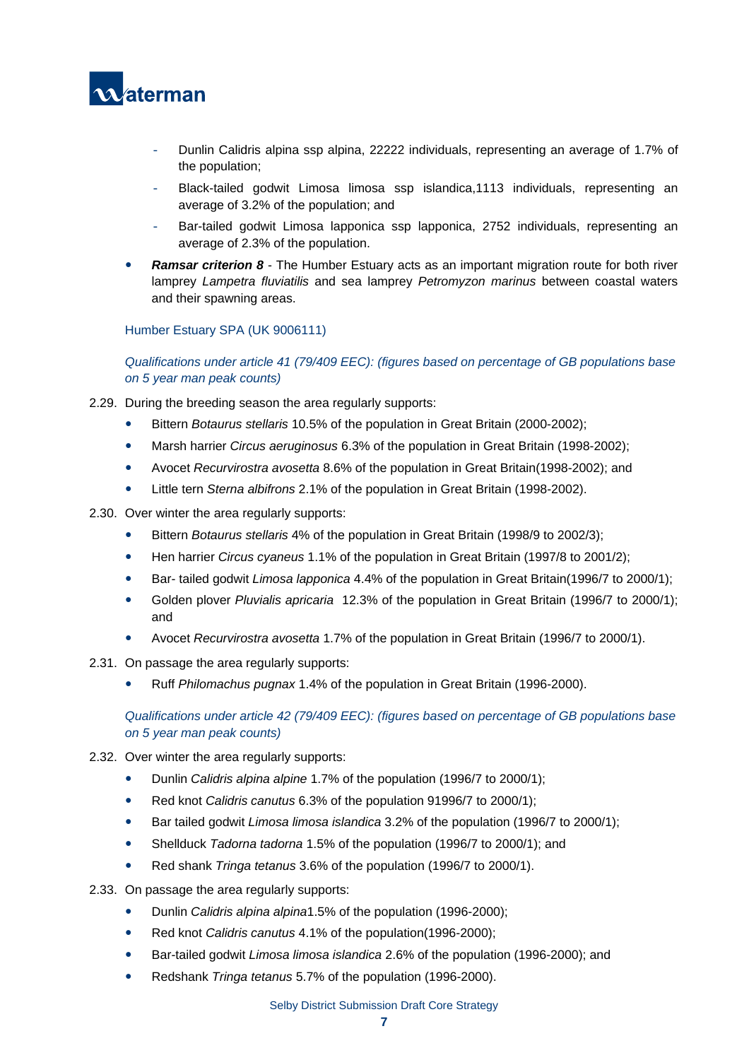- Dunlin Calidris alpina ssp alpina, 22222 individuals, representing an average of 1.7% of the population;
- Black-tailed godwit Limosa limosa ssp islandica,1113 individuals, representing an average of 3.2% of the population; and
- Bar-tailed godwit Limosa lapponica ssp lapponica, 2752 individuals, representing an average of 2.3% of the population.

- ***Ramsar criterion 8*** - The Humber Estuary acts as an important migration route for both river lamprey *Lampetra fluviatilis* and sea lamprey *Petromyzon marinus* between coastal waters and their spawning areas.

Humber Estuary SPA (UK 9006111)

*Qualifications under article 41 (79/409 EEC): (figures based on percentage of GB populations base on 5 year man peak counts)*

2.29. During the breeding season the area regularly supports:

- Bittern *Botaurus stellaris* 10.5% of the population in Great Britain (2000-2002);
- Marsh harrier *Circus aeruginosus* 6.3% of the population in Great Britain (1998-2002);
- Avocet *Recurvirostra avosetta* 8.6% of the population in Great Britain(1998-2002); and
- Little tern *Sterna albifrons* 2.1% of the population in Great Britain (1998-2002).

2.30. Over winter the area regularly supports:

- Bittern *Botaurus stellaris* 4% of the population in Great Britain (1998/9 to 2002/3);
- Hen harrier *Circus cyaneus* 1.1% of the population in Great Britain (1997/8 to 2001/2);
- Bar- tailed godwit *Limosa lapponica* 4.4% of the population in Great Britain(1996/7 to 2000/1);
- Golden plover *Pluvialis apricaria* 12.3% of the population in Great Britain (1996/7 to 2000/1); and
- Avocet *Recurvirostra avosetta* 1.7% of the population in Great Britain (1996/7 to 2000/1).

2.31. On passage the area regularly supports:

- Ruff *Philomachus pugnax* 1.4% of the population in Great Britain (1996-2000).

*Qualifications under article 42 (79/409 EEC): (figures based on percentage of GB populations base on 5 year man peak counts)*

2.32. Over winter the area regularly supports:

- Dunlin *Calidris alpina alpine* 1.7% of the population (1996/7 to 2000/1);
- Red knot *Calidris canutus* 6.3% of the population 91996/7 to 2000/1);
- Bar tailed godwit *Limosa limosa islandica* 3.2% of the population (1996/7 to 2000/1);
- Shellduck *Tadorna tadorna* 1.5% of the population (1996/7 to 2000/1); and
- Red shank *Tringa tetanus* 3.6% of the population (1996/7 to 2000/1).

2.33. On passage the area regularly supports:

- Dunlin *Calidris alpina alpina*1.5% of the population (1996-2000);
- Red knot *Calidris canutus* 4.1% of the population(1996-2000);
- Bar-tailed godwit *Limosa limosa islandica* 2.6% of the population (1996-2000); and
- Redshank *Tringa tetanus* 5.7% of the population (1996-2000).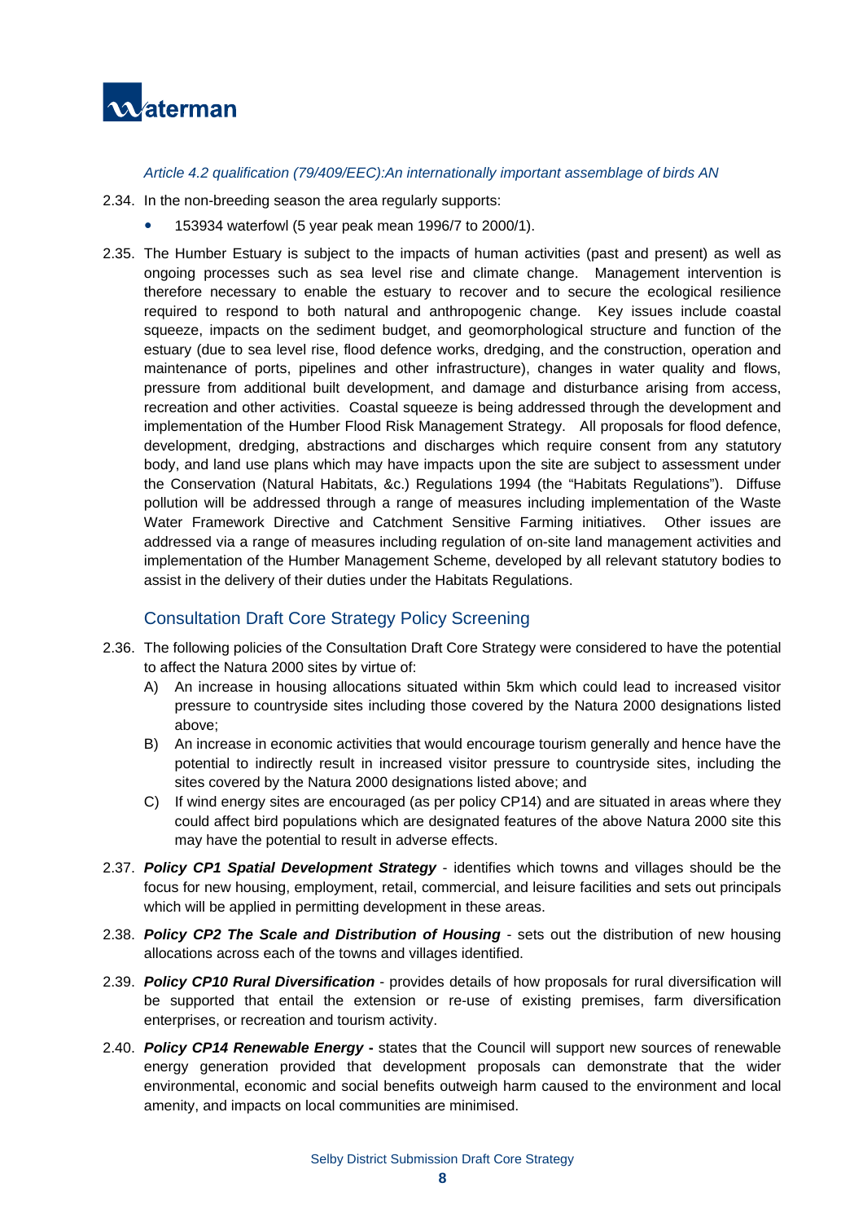*Article 4.2 qualification (79/409/EEC):An internationally important assemblage of birds AN*

2.34. In the non-breeding season the area regularly supports:

- 153934 waterfowl (5 year peak mean 1996/7 to 2000/1).

2.35. The Humber Estuary is subject to the impacts of human activities (past and present) as well as ongoing processes such as sea level rise and climate change. Management intervention is therefore necessary to enable the estuary to recover and to secure the ecological resilience required to respond to both natural and anthropogenic change. Key issues include coastal squeeze, impacts on the sediment budget, and geomorphological structure and function of the estuary (due to sea level rise, flood defence works, dredging, and the construction, operation and maintenance of ports, pipelines and other infrastructure), changes in water quality and flows, pressure from additional built development, and damage and disturbance arising from access, recreation and other activities. Coastal squeeze is being addressed through the development and implementation of the Humber Flood Risk Management Strategy. All proposals for flood defence, development, dredging, abstractions and discharges which require consent from any statutory body, and land use plans which may have impacts upon the site are subject to assessment under the Conservation (Natural Habitats, &c.) Regulations 1994 (the "Habitats Regulations"). Diffuse pollution will be addressed through a range of measures including implementation of the Waste Water Framework Directive and Catchment Sensitive Farming initiatives. Other issues are addressed via a range of measures including regulation of on-site land management activities and implementation of the Humber Management Scheme, developed by all relevant statutory bodies to assist in the delivery of their duties under the Habitats Regulations.

## Consultation Draft Core Strategy Policy Screening

2.36. The following policies of the Consultation Draft Core Strategy were considered to have the potential to affect the Natura 2000 sites by virtue of:

A) An increase in housing allocations situated within 5km which could lead to increased visitor pressure to countryside sites including those covered by the Natura 2000 designations listed above;

B) An increase in economic activities that would encourage tourism generally and hence have the potential to indirectly result in increased visitor pressure to countryside sites, including the sites covered by the Natura 2000 designations listed above; and

C) If wind energy sites are encouraged (as per policy CP14) and are situated in areas where they could affect bird populations which are designated features of the above Natura 2000 site this may have the potential to result in adverse effects.

2.37. ***Policy CP1 Spatial Development Strategy*** - identifies which towns and villages should be the focus for new housing, employment, retail, commercial, and leisure facilities and sets out principals which will be applied in permitting development in these areas.

2.38. ***Policy CP2 The Scale and Distribution of Housing*** - sets out the distribution of new housing allocations across each of the towns and villages identified.

2.39. ***Policy CP10 Rural Diversification*** - provides details of how proposals for rural diversification will be supported that entail the extension or re-use of existing premises, farm diversification enterprises, or recreation and tourism activity.

2.40. ***Policy CP14 Renewable Energy -*** states that the Council will support new sources of renewable energy generation provided that development proposals can demonstrate that the wider environmental, economic and social benefits outweigh harm caused to the environment and local amenity, and impacts on local communities are minimised.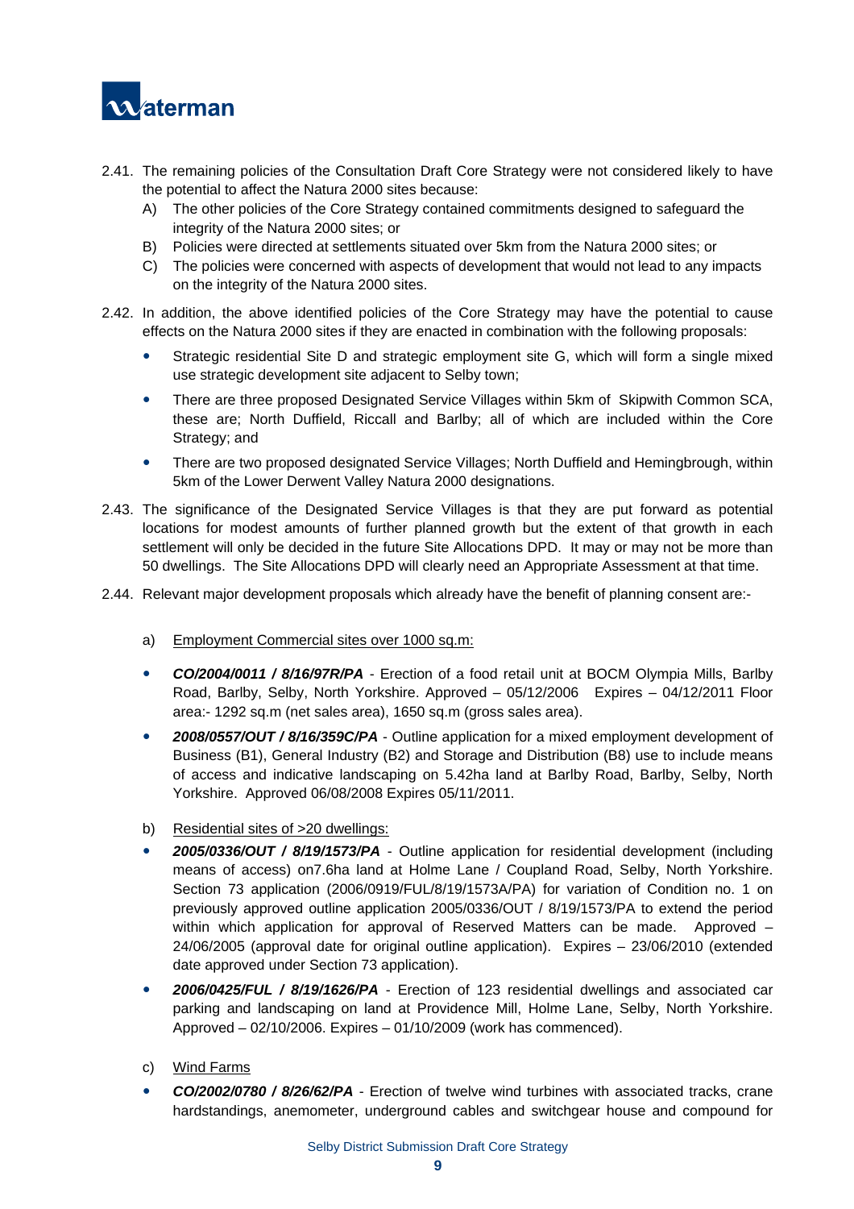2.41. The remaining policies of the Consultation Draft Core Strategy were not considered likely to have the potential to affect the Natura 2000 sites because:

A) The other policies of the Core Strategy contained commitments designed to safeguard the integrity of the Natura 2000 sites; or

B) Policies were directed at settlements situated over 5km from the Natura 2000 sites; or

C) The policies were concerned with aspects of development that would not lead to any impacts on the integrity of the Natura 2000 sites.

2.42. In addition, the above identified policies of the Core Strategy may have the potential to cause effects on the Natura 2000 sites if they are enacted in combination with the following proposals:

- Strategic residential Site D and strategic employment site G, which will form a single mixed use strategic development site adjacent to Selby town;
- There are three proposed Designated Service Villages within 5km of Skipwith Common SCA, these are; North Duffield, Riccall and Barlby; all of which are included within the Core Strategy; and
- There are two proposed designated Service Villages; North Duffield and Hemingbrough, within 5km of the Lower Derwent Valley Natura 2000 designations.

2.43. The significance of the Designated Service Villages is that they are put forward as potential locations for modest amounts of further planned growth but the extent of that growth in each settlement will only be decided in the future Site Allocations DPD. It may or may not be more than 50 dwellings. The Site Allocations DPD will clearly need an Appropriate Assessment at that time.

2.44. Relevant major development proposals which already have the benefit of planning consent are:-

a) Employment Commercial sites over 1000 sq.m:

- ***CO/2004/0011 / 8/16/97R/PA*** - Erection of a food retail unit at BOCM Olympia Mills, Barlby Road, Barlby, Selby, North Yorkshire. Approved – 05/12/2006 Expires – 04/12/2011 Floor area:- 1292 sq.m (net sales area), 1650 sq.m (gross sales area).
- ***2008/0557/OUT / 8/16/359C/PA*** - Outline application for a mixed employment development of Business (B1), General Industry (B2) and Storage and Distribution (B8) use to include means of access and indicative landscaping on 5.42ha land at Barlby Road, Barlby, Selby, North Yorkshire. Approved 06/08/2008 Expires 05/11/2011.

b) Residential sites of >20 dwellings:

- ***2005/0336/OUT / 8/19/1573/PA*** - Outline application for residential development (including means of access) on7.6ha land at Holme Lane / Coupland Road, Selby, North Yorkshire. Section 73 application (2006/0919/FUL/8/19/1573A/PA) for variation of Condition no. 1 on previously approved outline application 2005/0336/OUT / 8/19/1573/PA to extend the period within which application for approval of Reserved Matters can be made. Approved – 24/06/2005 (approval date for original outline application). Expires – 23/06/2010 (extended date approved under Section 73 application).
- ***2006/0425/FUL / 8/19/1626/PA*** - Erection of 123 residential dwellings and associated car parking and landscaping on land at Providence Mill, Holme Lane, Selby, North Yorkshire. Approved – 02/10/2006. Expires – 01/10/2009 (work has commenced).

c) Wind Farms

- ***CO/2002/0780 / 8/26/62/PA*** - Erection of twelve wind turbines with associated tracks, crane hardstandings, anemometer, underground cables and switchgear house and compound for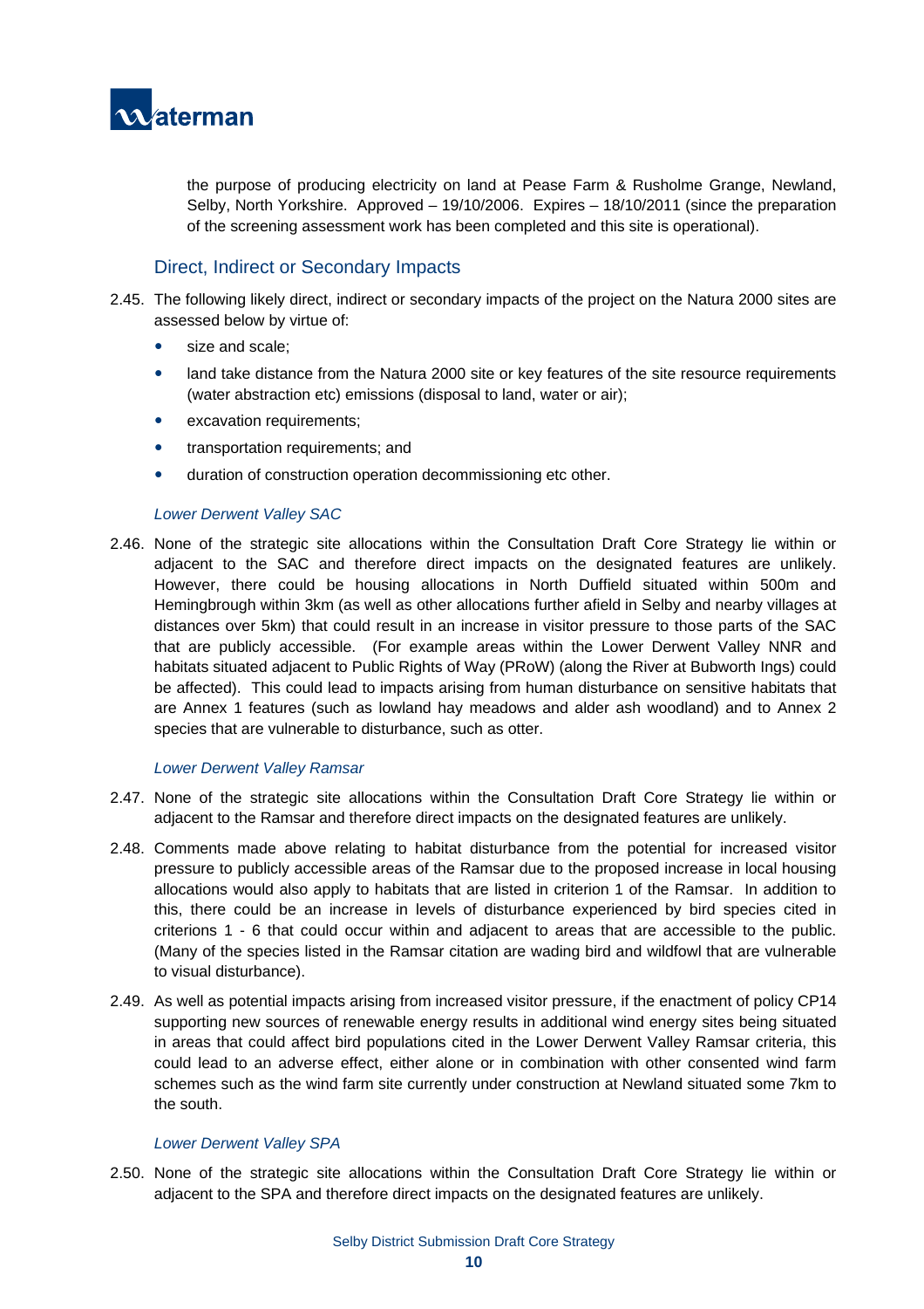the purpose of producing electricity on land at Pease Farm & Rusholme Grange, Newland, Selby, North Yorkshire. Approved – 19/10/2006. Expires – 18/10/2011 (since the preparation of the screening assessment work has been completed and this site is operational).

## Direct, Indirect or Secondary Impacts

2.45. The following likely direct, indirect or secondary impacts of the project on the Natura 2000 sites are assessed below by virtue of:

- size and scale;
- land take distance from the Natura 2000 site or key features of the site resource requirements (water abstraction etc) emissions (disposal to land, water or air);
- excavation requirements;
- transportation requirements; and
- duration of construction operation decommissioning etc other.

### *Lower Derwent Valley SAC*

2.46. None of the strategic site allocations within the Consultation Draft Core Strategy lie within or adjacent to the SAC and therefore direct impacts on the designated features are unlikely. However, there could be housing allocations in North Duffield situated within 500m and Hemingbrough within 3km (as well as other allocations further afield in Selby and nearby villages at distances over 5km) that could result in an increase in visitor pressure to those parts of the SAC that are publicly accessible. (For example areas within the Lower Derwent Valley NNR and habitats situated adjacent to Public Rights of Way (PRoW) (along the River at Bubworth Ings) could be affected). This could lead to impacts arising from human disturbance on sensitive habitats that are Annex 1 features (such as lowland hay meadows and alder ash woodland) and to Annex 2 species that are vulnerable to disturbance, such as otter.

### *Lower Derwent Valley Ramsar*

2.47. None of the strategic site allocations within the Consultation Draft Core Strategy lie within or adjacent to the Ramsar and therefore direct impacts on the designated features are unlikely.

2.48. Comments made above relating to habitat disturbance from the potential for increased visitor pressure to publicly accessible areas of the Ramsar due to the proposed increase in local housing allocations would also apply to habitats that are listed in criterion 1 of the Ramsar. In addition to this, there could be an increase in levels of disturbance experienced by bird species cited in criterions 1 - 6 that could occur within and adjacent to areas that are accessible to the public. (Many of the species listed in the Ramsar citation are wading bird and wildfowl that are vulnerable to visual disturbance).

2.49. As well as potential impacts arising from increased visitor pressure, if the enactment of policy CP14 supporting new sources of renewable energy results in additional wind energy sites being situated in areas that could affect bird populations cited in the Lower Derwent Valley Ramsar criteria, this could lead to an adverse effect, either alone or in combination with other consented wind farm schemes such as the wind farm site currently under construction at Newland situated some 7km to the south.

### *Lower Derwent Valley SPA*

2.50. None of the strategic site allocations within the Consultation Draft Core Strategy lie within or adjacent to the SPA and therefore direct impacts on the designated features are unlikely.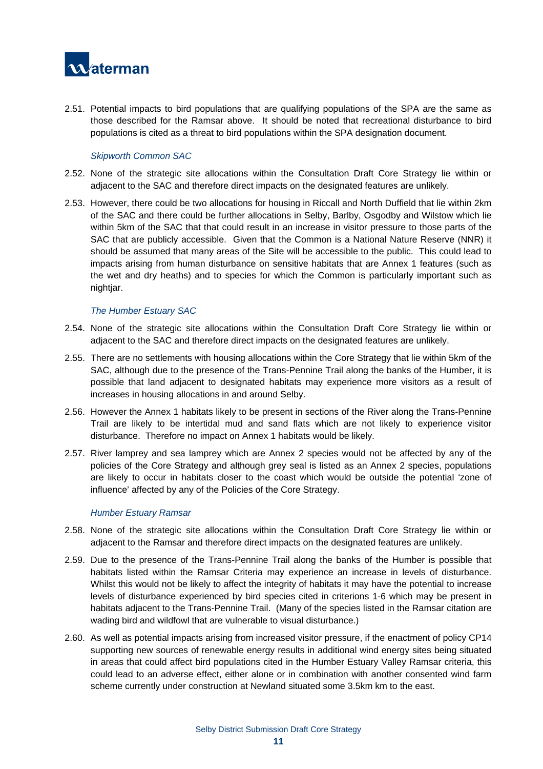2.51. Potential impacts to bird populations that are qualifying populations of the SPA are the same as those described for the Ramsar above. It should be noted that recreational disturbance to bird populations is cited as a threat to bird populations within the SPA designation document.

*Skipworth Common SAC*

2.52. None of the strategic site allocations within the Consultation Draft Core Strategy lie within or adjacent to the SAC and therefore direct impacts on the designated features are unlikely.

2.53. However, there could be two allocations for housing in Riccall and North Duffield that lie within 2km of the SAC and there could be further allocations in Selby, Barlby, Osgodby and Wilstow which lie within 5km of the SAC that that could result in an increase in visitor pressure to those parts of the SAC that are publicly accessible. Given that the Common is a National Nature Reserve (NNR) it should be assumed that many areas of the Site will be accessible to the public. This could lead to impacts arising from human disturbance on sensitive habitats that are Annex 1 features (such as the wet and dry heaths) and to species for which the Common is particularly important such as nightjar.

*The Humber Estuary SAC*

2.54. None of the strategic site allocations within the Consultation Draft Core Strategy lie within or adjacent to the SAC and therefore direct impacts on the designated features are unlikely.

2.55. There are no settlements with housing allocations within the Core Strategy that lie within 5km of the SAC, although due to the presence of the Trans-Pennine Trail along the banks of the Humber, it is possible that land adjacent to designated habitats may experience more visitors as a result of increases in housing allocations in and around Selby.

2.56. However the Annex 1 habitats likely to be present in sections of the River along the Trans-Pennine Trail are likely to be intertidal mud and sand flats which are not likely to experience visitor disturbance. Therefore no impact on Annex 1 habitats would be likely.

2.57. River lamprey and sea lamprey which are Annex 2 species would not be affected by any of the policies of the Core Strategy and although grey seal is listed as an Annex 2 species, populations are likely to occur in habitats closer to the coast which would be outside the potential 'zone of influence' affected by any of the Policies of the Core Strategy.

*Humber Estuary Ramsar*

2.58. None of the strategic site allocations within the Consultation Draft Core Strategy lie within or adjacent to the Ramsar and therefore direct impacts on the designated features are unlikely.

2.59. Due to the presence of the Trans-Pennine Trail along the banks of the Humber is possible that habitats listed within the Ramsar Criteria may experience an increase in levels of disturbance. Whilst this would not be likely to affect the integrity of habitats it may have the potential to increase levels of disturbance experienced by bird species cited in criterions 1-6 which may be present in habitats adjacent to the Trans-Pennine Trail. (Many of the species listed in the Ramsar citation are wading bird and wildfowl that are vulnerable to visual disturbance.)

2.60. As well as potential impacts arising from increased visitor pressure, if the enactment of policy CP14 supporting new sources of renewable energy results in additional wind energy sites being situated in areas that could affect bird populations cited in the Humber Estuary Valley Ramsar criteria, this could lead to an adverse effect, either alone or in combination with another consented wind farm scheme currently under construction at Newland situated some 3.5km km to the east.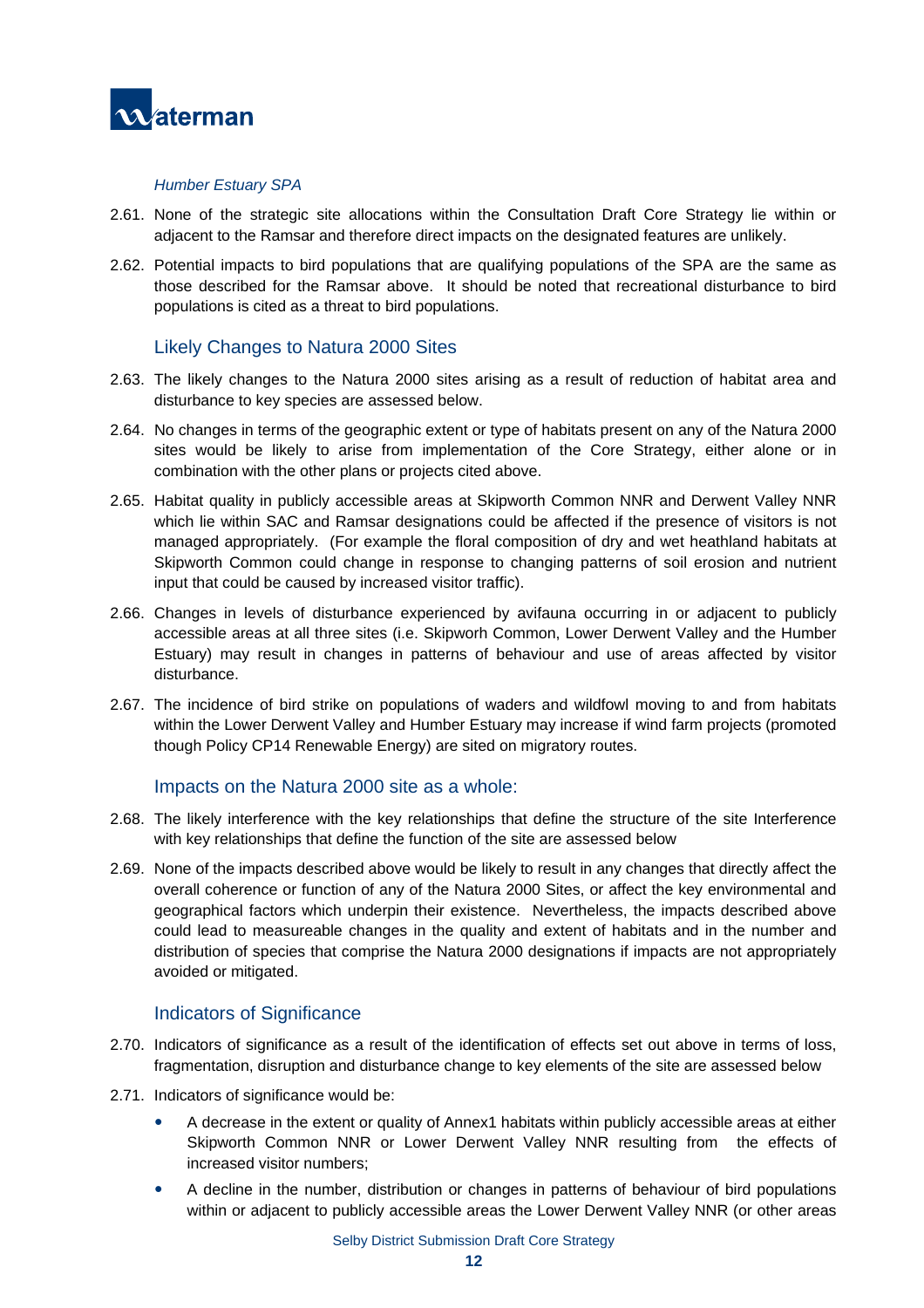*Humber Estuary SPA*

2.61. None of the strategic site allocations within the Consultation Draft Core Strategy lie within or adjacent to the Ramsar and therefore direct impacts on the designated features are unlikely.

2.62. Potential impacts to bird populations that are qualifying populations of the SPA are the same as those described for the Ramsar above. It should be noted that recreational disturbance to bird populations is cited as a threat to bird populations.

### Likely Changes to Natura 2000 Sites

2.63. The likely changes to the Natura 2000 sites arising as a result of reduction of habitat area and disturbance to key species are assessed below.

2.64. No changes in terms of the geographic extent or type of habitats present on any of the Natura 2000 sites would be likely to arise from implementation of the Core Strategy, either alone or in combination with the other plans or projects cited above.

2.65. Habitat quality in publicly accessible areas at Skipworth Common NNR and Derwent Valley NNR which lie within SAC and Ramsar designations could be affected if the presence of visitors is not managed appropriately. (For example the floral composition of dry and wet heathland habitats at Skipworth Common could change in response to changing patterns of soil erosion and nutrient input that could be caused by increased visitor traffic).

2.66. Changes in levels of disturbance experienced by avifauna occurring in or adjacent to publicly accessible areas at all three sites (i.e. Skipworh Common, Lower Derwent Valley and the Humber Estuary) may result in changes in patterns of behaviour and use of areas affected by visitor disturbance.

2.67. The incidence of bird strike on populations of waders and wildfowl moving to and from habitats within the Lower Derwent Valley and Humber Estuary may increase if wind farm projects (promoted though Policy CP14 Renewable Energy) are sited on migratory routes.

### Impacts on the Natura 2000 site as a whole:

2.68. The likely interference with the key relationships that define the structure of the site Interference with key relationships that define the function of the site are assessed below

2.69. None of the impacts described above would be likely to result in any changes that directly affect the overall coherence or function of any of the Natura 2000 Sites, or affect the key environmental and geographical factors which underpin their existence. Nevertheless, the impacts described above could lead to measureable changes in the quality and extent of habitats and in the number and distribution of species that comprise the Natura 2000 designations if impacts are not appropriately avoided or mitigated.

### Indicators of Significance

2.70. Indicators of significance as a result of the identification of effects set out above in terms of loss, fragmentation, disruption and disturbance change to key elements of the site are assessed below

2.71. Indicators of significance would be:

- A decrease in the extent or quality of Annex1 habitats within publicly accessible areas at either Skipworth Common NNR or Lower Derwent Valley NNR resulting from the effects of increased visitor numbers;
- A decline in the number, distribution or changes in patterns of behaviour of bird populations within or adjacent to publicly accessible areas the Lower Derwent Valley NNR (or other areas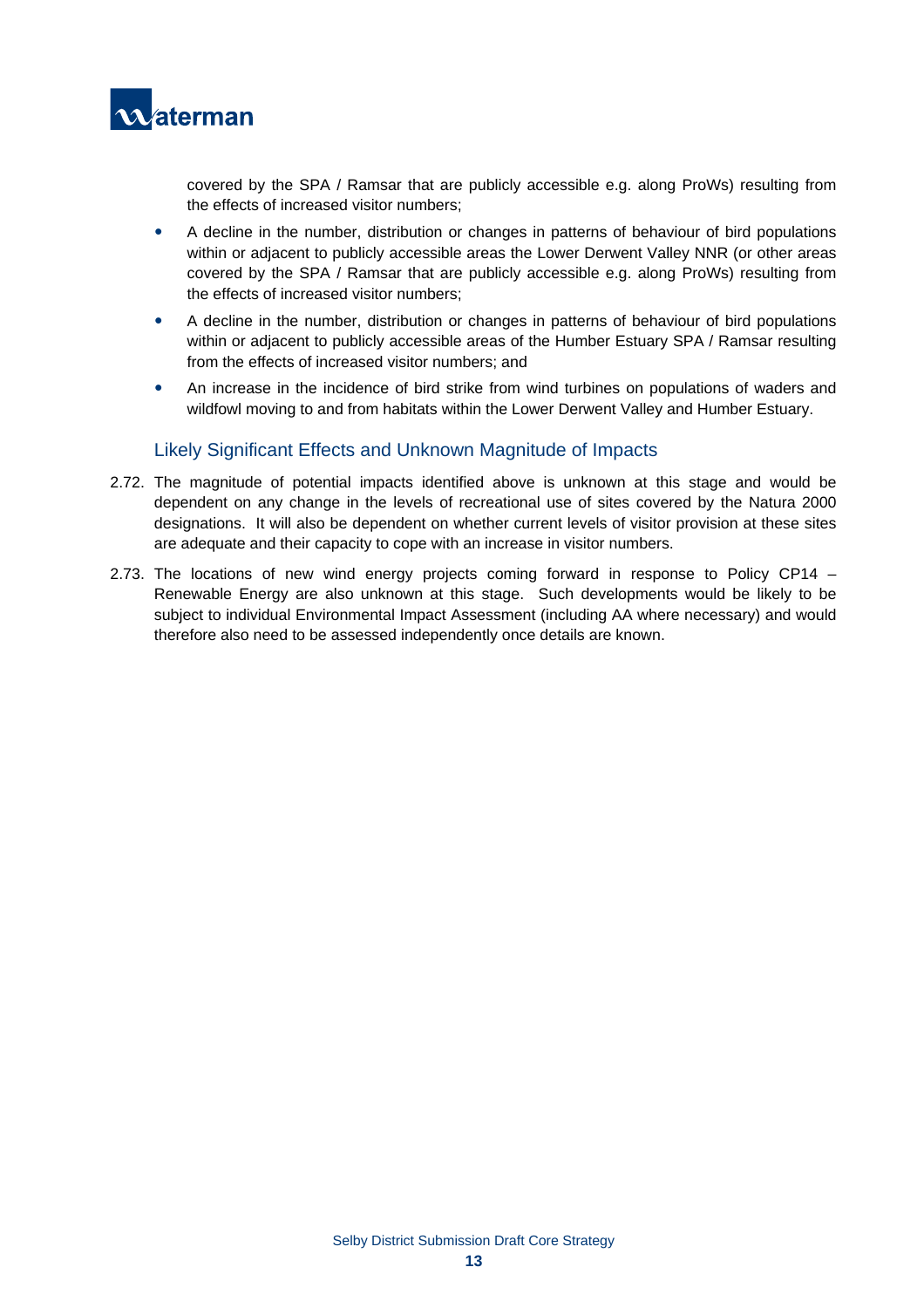covered by the SPA / Ramsar that are publicly accessible e.g. along ProWs) resulting from the effects of increased visitor numbers;

- A decline in the number, distribution or changes in patterns of behaviour of bird populations within or adjacent to publicly accessible areas the Lower Derwent Valley NNR (or other areas covered by the SPA / Ramsar that are publicly accessible e.g. along ProWs) resulting from the effects of increased visitor numbers;
- A decline in the number, distribution or changes in patterns of behaviour of bird populations within or adjacent to publicly accessible areas of the Humber Estuary SPA / Ramsar resulting from the effects of increased visitor numbers; and
- An increase in the incidence of bird strike from wind turbines on populations of waders and wildfowl moving to and from habitats within the Lower Derwent Valley and Humber Estuary.

### Likely Significant Effects and Unknown Magnitude of Impacts

2.72. The magnitude of potential impacts identified above is unknown at this stage and would be dependent on any change in the levels of recreational use of sites covered by the Natura 2000 designations. It will also be dependent on whether current levels of visitor provision at these sites are adequate and their capacity to cope with an increase in visitor numbers.

2.73. The locations of new wind energy projects coming forward in response to Policy CP14 – Renewable Energy are also unknown at this stage. Such developments would be likely to be subject to individual Environmental Impact Assessment (including AA where necessary) and would therefore also need to be assessed independently once details are known.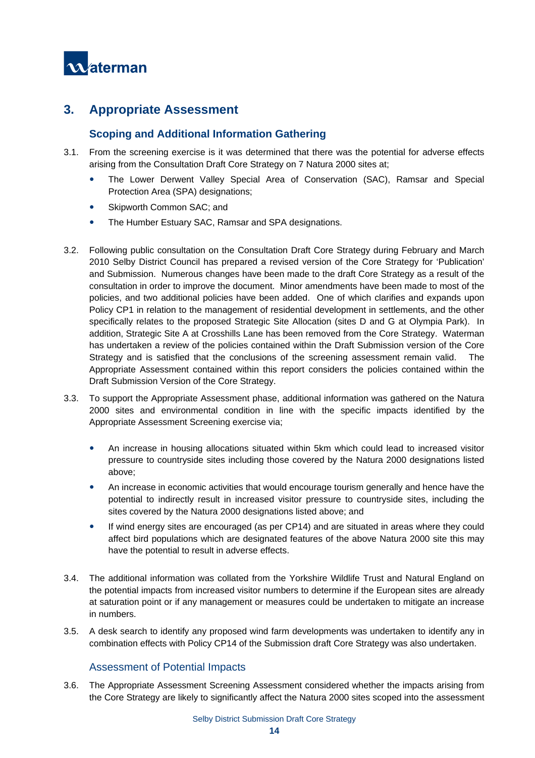## 3. Appropriate Assessment

### Scoping and Additional Information Gathering

3.1. From the screening exercise is it was determined that there was the potential for adverse effects arising from the Consultation Draft Core Strategy on 7 Natura 2000 sites at;

- The Lower Derwent Valley Special Area of Conservation (SAC), Ramsar and Special Protection Area (SPA) designations;
- Skipworth Common SAC; and
- The Humber Estuary SAC, Ramsar and SPA designations.

3.2. Following public consultation on the Consultation Draft Core Strategy during February and March 2010 Selby District Council has prepared a revised version of the Core Strategy for 'Publication' and Submission. Numerous changes have been made to the draft Core Strategy as a result of the consultation in order to improve the document. Minor amendments have been made to most of the policies, and two additional policies have been added. One of which clarifies and expands upon Policy CP1 in relation to the management of residential development in settlements, and the other specifically relates to the proposed Strategic Site Allocation (sites D and G at Olympia Park). In addition, Strategic Site A at Crosshills Lane has been removed from the Core Strategy. Waterman has undertaken a review of the policies contained within the Draft Submission version of the Core Strategy and is satisfied that the conclusions of the screening assessment remain valid. The Appropriate Assessment contained within this report considers the policies contained within the Draft Submission Version of the Core Strategy.

3.3. To support the Appropriate Assessment phase, additional information was gathered on the Natura 2000 sites and environmental condition in line with the specific impacts identified by the Appropriate Assessment Screening exercise via;

- An increase in housing allocations situated within 5km which could lead to increased visitor pressure to countryside sites including those covered by the Natura 2000 designations listed above;
- An increase in economic activities that would encourage tourism generally and hence have the potential to indirectly result in increased visitor pressure to countryside sites, including the sites covered by the Natura 2000 designations listed above; and
- If wind energy sites are encouraged (as per CP14) and are situated in areas where they could affect bird populations which are designated features of the above Natura 2000 site this may have the potential to result in adverse effects.

3.4. The additional information was collated from the Yorkshire Wildlife Trust and Natural England on the potential impacts from increased visitor numbers to determine if the European sites are already at saturation point or if any management or measures could be undertaken to mitigate an increase in numbers.

3.5. A desk search to identify any proposed wind farm developments was undertaken to identify any in combination effects with Policy CP14 of the Submission draft Core Strategy was also undertaken.

### Assessment of Potential Impacts

3.6. The Appropriate Assessment Screening Assessment considered whether the impacts arising from the Core Strategy are likely to significantly affect the Natura 2000 sites scoped into the assessment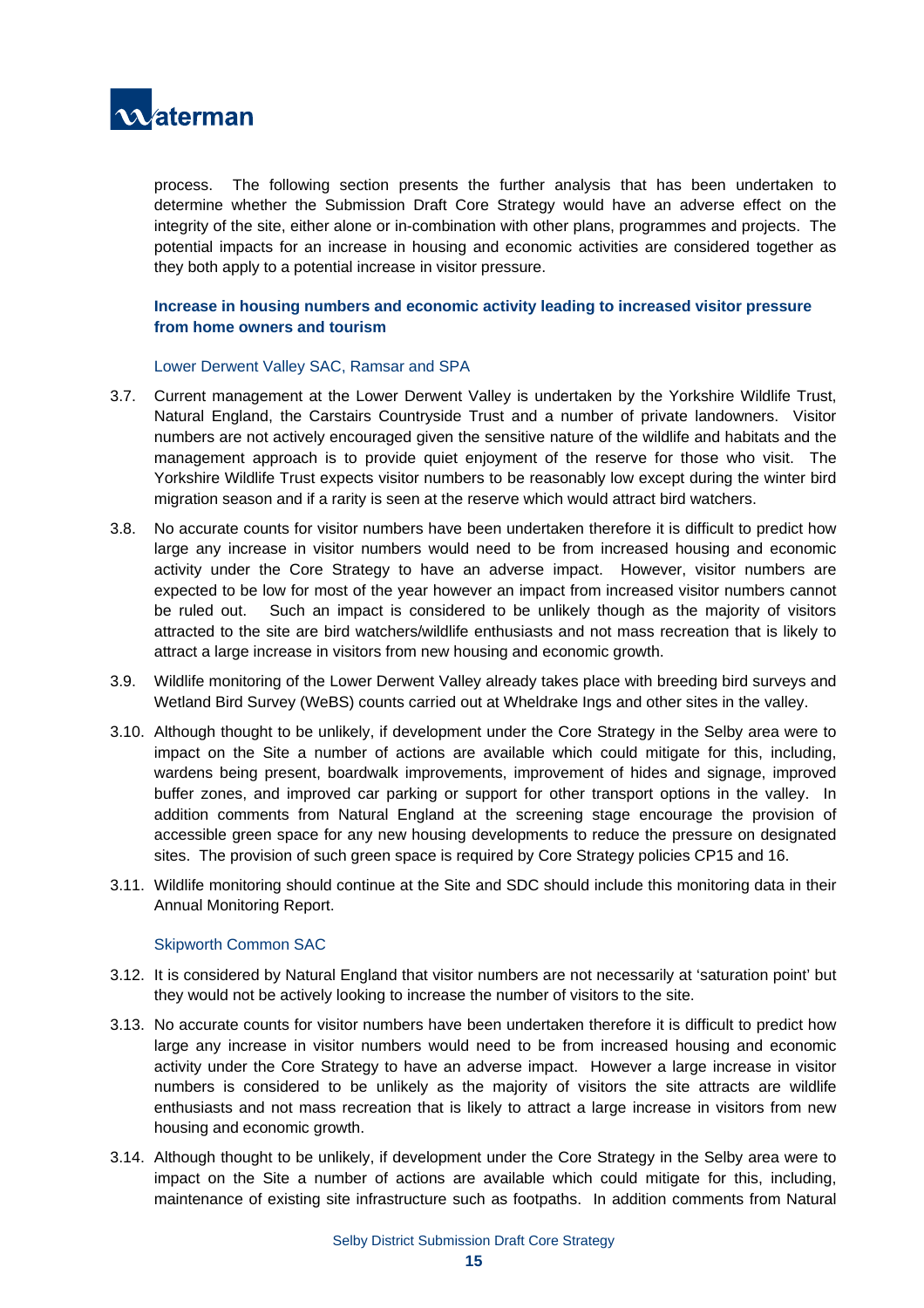process. The following section presents the further analysis that has been undertaken to determine whether the Submission Draft Core Strategy would have an adverse effect on the integrity of the site, either alone or in-combination with other plans, programmes and projects. The potential impacts for an increase in housing and economic activities are considered together as they both apply to a potential increase in visitor pressure.

**Increase in housing numbers and economic activity leading to increased visitor pressure from home owners and tourism**

#### Lower Derwent Valley SAC, Ramsar and SPA

3.7. Current management at the Lower Derwent Valley is undertaken by the Yorkshire Wildlife Trust, Natural England, the Carstairs Countryside Trust and a number of private landowners. Visitor numbers are not actively encouraged given the sensitive nature of the wildlife and habitats and the management approach is to provide quiet enjoyment of the reserve for those who visit. The Yorkshire Wildlife Trust expects visitor numbers to be reasonably low except during the winter bird migration season and if a rarity is seen at the reserve which would attract bird watchers.

3.8. No accurate counts for visitor numbers have been undertaken therefore it is difficult to predict how large any increase in visitor numbers would need to be from increased housing and economic activity under the Core Strategy to have an adverse impact. However, visitor numbers are expected to be low for most of the year however an impact from increased visitor numbers cannot be ruled out. Such an impact is considered to be unlikely though as the majority of visitors attracted to the site are bird watchers/wildlife enthusiasts and not mass recreation that is likely to attract a large increase in visitors from new housing and economic growth.

3.9. Wildlife monitoring of the Lower Derwent Valley already takes place with breeding bird surveys and Wetland Bird Survey (WeBS) counts carried out at Wheldrake Ings and other sites in the valley.

3.10. Although thought to be unlikely, if development under the Core Strategy in the Selby area were to impact on the Site a number of actions are available which could mitigate for this, including, wardens being present, boardwalk improvements, improvement of hides and signage, improved buffer zones, and improved car parking or support for other transport options in the valley. In addition comments from Natural England at the screening stage encourage the provision of accessible green space for any new housing developments to reduce the pressure on designated sites. The provision of such green space is required by Core Strategy policies CP15 and 16.

3.11. Wildlife monitoring should continue at the Site and SDC should include this monitoring data in their Annual Monitoring Report.

#### Skipworth Common SAC

3.12. It is considered by Natural England that visitor numbers are not necessarily at 'saturation point' but they would not be actively looking to increase the number of visitors to the site.

3.13. No accurate counts for visitor numbers have been undertaken therefore it is difficult to predict how large any increase in visitor numbers would need to be from increased housing and economic activity under the Core Strategy to have an adverse impact. However a large increase in visitor numbers is considered to be unlikely as the majority of visitors the site attracts are wildlife enthusiasts and not mass recreation that is likely to attract a large increase in visitors from new housing and economic growth.

3.14. Although thought to be unlikely, if development under the Core Strategy in the Selby area were to impact on the Site a number of actions are available which could mitigate for this, including, maintenance of existing site infrastructure such as footpaths. In addition comments from Natural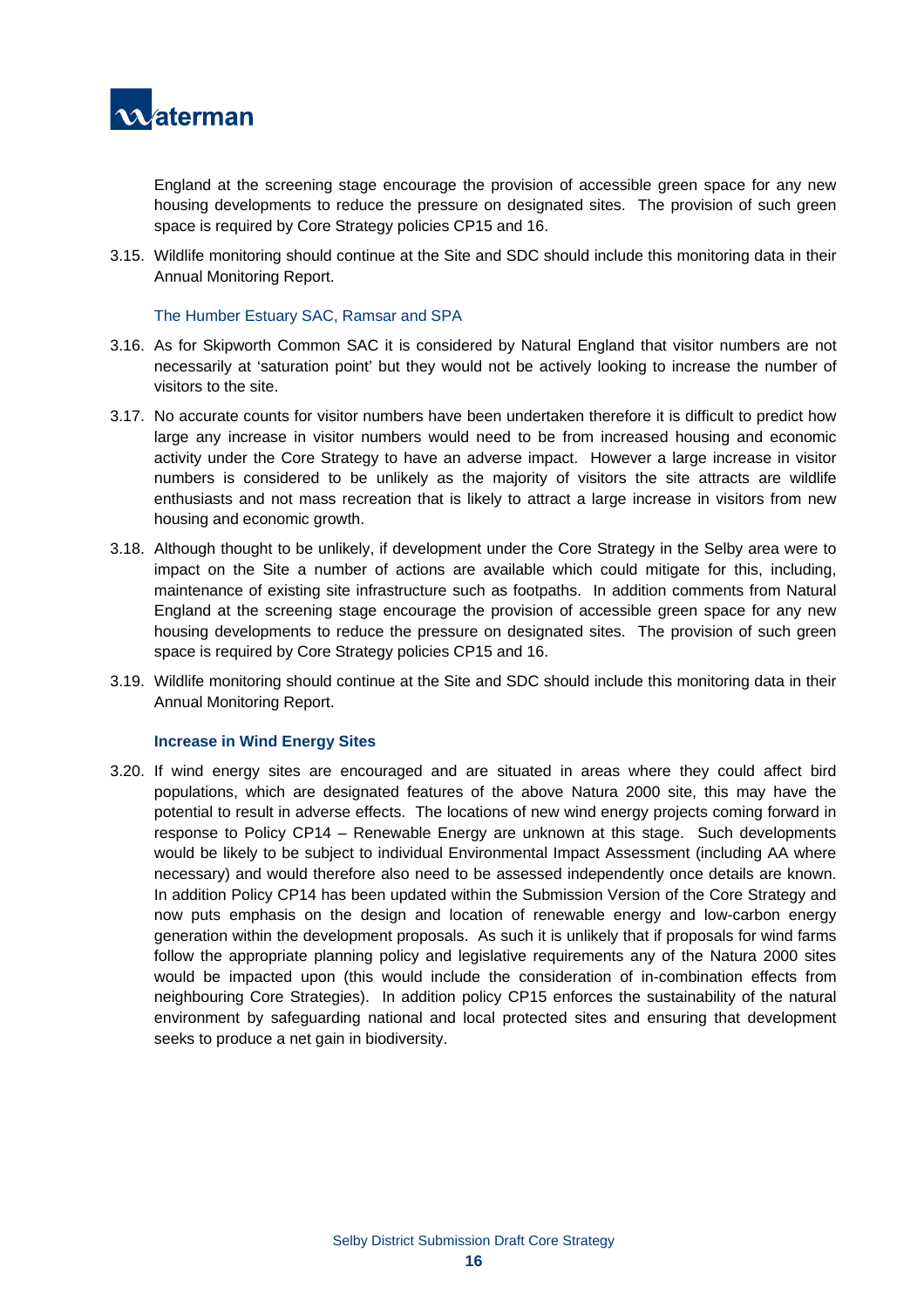England at the screening stage encourage the provision of accessible green space for any new housing developments to reduce the pressure on designated sites. The provision of such green space is required by Core Strategy policies CP15 and 16.

3.15. Wildlife monitoring should continue at the Site and SDC should include this monitoring data in their Annual Monitoring Report.

### The Humber Estuary SAC, Ramsar and SPA

3.16. As for Skipworth Common SAC it is considered by Natural England that visitor numbers are not necessarily at 'saturation point' but they would not be actively looking to increase the number of visitors to the site.

3.17. No accurate counts for visitor numbers have been undertaken therefore it is difficult to predict how large any increase in visitor numbers would need to be from increased housing and economic activity under the Core Strategy to have an adverse impact. However a large increase in visitor numbers is considered to be unlikely as the majority of visitors the site attracts are wildlife enthusiasts and not mass recreation that is likely to attract a large increase in visitors from new housing and economic growth.

3.18. Although thought to be unlikely, if development under the Core Strategy in the Selby area were to impact on the Site a number of actions are available which could mitigate for this, including, maintenance of existing site infrastructure such as footpaths. In addition comments from Natural England at the screening stage encourage the provision of accessible green space for any new housing developments to reduce the pressure on designated sites. The provision of such green space is required by Core Strategy policies CP15 and 16.

3.19. Wildlife monitoring should continue at the Site and SDC should include this monitoring data in their Annual Monitoring Report.

### Increase in Wind Energy Sites

3.20. If wind energy sites are encouraged and are situated in areas where they could affect bird populations, which are designated features of the above Natura 2000 site, this may have the potential to result in adverse effects. The locations of new wind energy projects coming forward in response to Policy CP14 – Renewable Energy are unknown at this stage. Such developments would be likely to be subject to individual Environmental Impact Assessment (including AA where necessary) and would therefore also need to be assessed independently once details are known. In addition Policy CP14 has been updated within the Submission Version of the Core Strategy and now puts emphasis on the design and location of renewable energy and low-carbon energy generation within the development proposals. As such it is unlikely that if proposals for wind farms follow the appropriate planning policy and legislative requirements any of the Natura 2000 sites would be impacted upon (this would include the consideration of in-combination effects from neighbouring Core Strategies). In addition policy CP15 enforces the sustainability of the natural environment by safeguarding national and local protected sites and ensuring that development seeks to produce a net gain in biodiversity.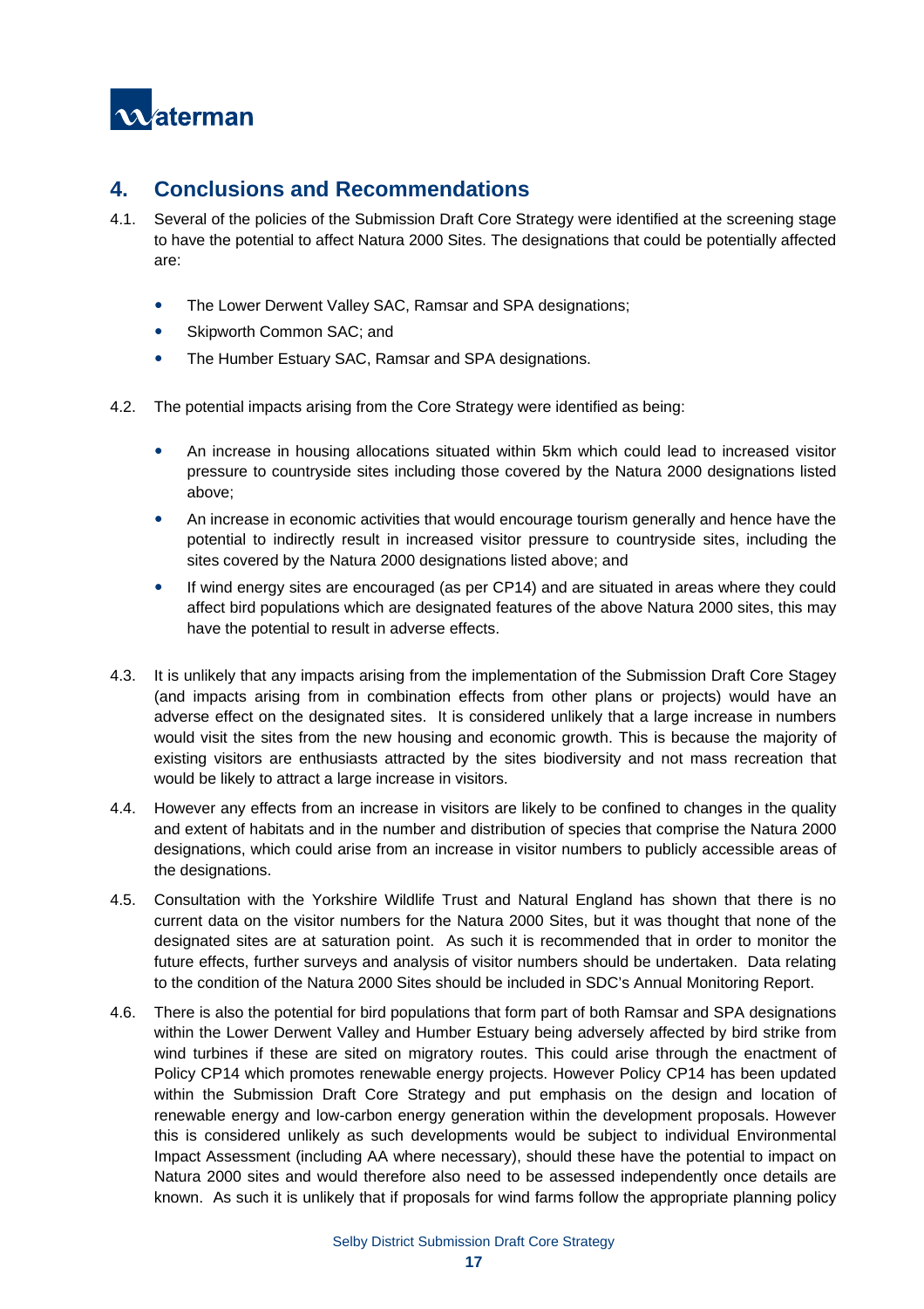## 4. Conclusions and Recommendations

4.1. Several of the policies of the Submission Draft Core Strategy were identified at the screening stage to have the potential to affect Natura 2000 Sites. The designations that could be potentially affected are:

- The Lower Derwent Valley SAC, Ramsar and SPA designations;
- Skipworth Common SAC; and
- The Humber Estuary SAC, Ramsar and SPA designations.

4.2. The potential impacts arising from the Core Strategy were identified as being:

- An increase in housing allocations situated within 5km which could lead to increased visitor pressure to countryside sites including those covered by the Natura 2000 designations listed above;
- An increase in economic activities that would encourage tourism generally and hence have the potential to indirectly result in increased visitor pressure to countryside sites, including the sites covered by the Natura 2000 designations listed above; and
- If wind energy sites are encouraged (as per CP14) and are situated in areas where they could affect bird populations which are designated features of the above Natura 2000 sites, this may have the potential to result in adverse effects.

4.3. It is unlikely that any impacts arising from the implementation of the Submission Draft Core Stagey (and impacts arising from in combination effects from other plans or projects) would have an adverse effect on the designated sites. It is considered unlikely that a large increase in numbers would visit the sites from the new housing and economic growth. This is because the majority of existing visitors are enthusiasts attracted by the sites biodiversity and not mass recreation that would be likely to attract a large increase in visitors.

4.4. However any effects from an increase in visitors are likely to be confined to changes in the quality and extent of habitats and in the number and distribution of species that comprise the Natura 2000 designations, which could arise from an increase in visitor numbers to publicly accessible areas of the designations.

4.5. Consultation with the Yorkshire Wildlife Trust and Natural England has shown that there is no current data on the visitor numbers for the Natura 2000 Sites, but it was thought that none of the designated sites are at saturation point. As such it is recommended that in order to monitor the future effects, further surveys and analysis of visitor numbers should be undertaken. Data relating to the condition of the Natura 2000 Sites should be included in SDC's Annual Monitoring Report.

4.6. There is also the potential for bird populations that form part of both Ramsar and SPA designations within the Lower Derwent Valley and Humber Estuary being adversely affected by bird strike from wind turbines if these are sited on migratory routes. This could arise through the enactment of Policy CP14 which promotes renewable energy projects. However Policy CP14 has been updated within the Submission Draft Core Strategy and put emphasis on the design and location of renewable energy and low-carbon energy generation within the development proposals. However this is considered unlikely as such developments would be subject to individual Environmental Impact Assessment (including AA where necessary), should these have the potential to impact on Natura 2000 sites and would therefore also need to be assessed independently once details are known. As such it is unlikely that if proposals for wind farms follow the appropriate planning policy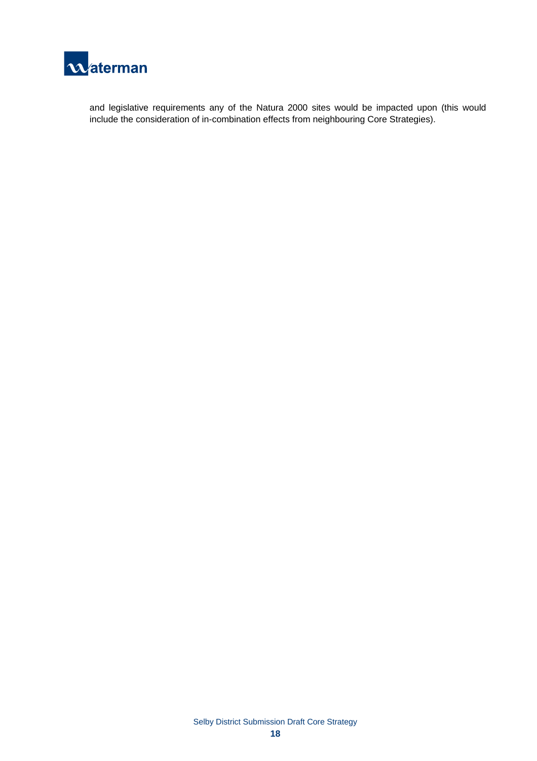and legislative requirements any of the Natura 2000 sites would be impacted upon (this would include the consideration of in-combination effects from neighbouring Core Strategies).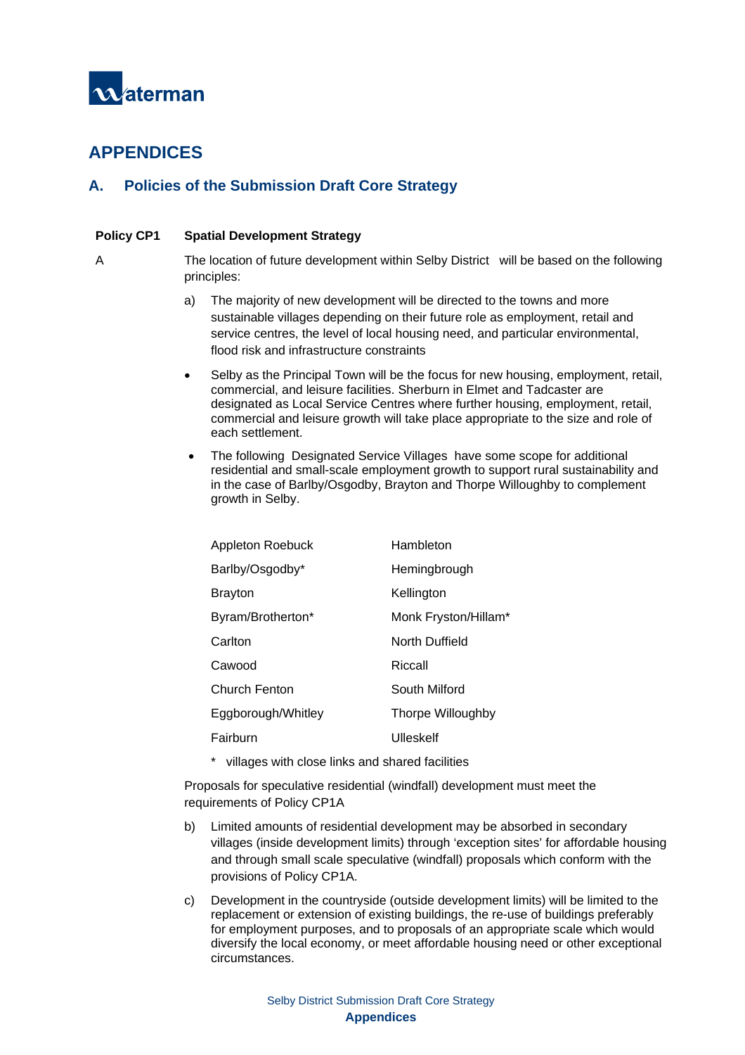# APPENDICES

## A. Policies of the Submission Draft Core Strategy

**Policy CP1 Spatial Development Strategy**

A The location of future development within Selby District will be based on the following principles:

a) The majority of new development will be directed to the towns and more sustainable villages depending on their future role as employment, retail and service centres, the level of local housing need, and particular environmental, flood risk and infrastructure constraints

- Selby as the Principal Town will be the focus for new housing, employment, retail, commercial, and leisure facilities. Sherburn in Elmet and Tadcaster are designated as Local Service Centres where further housing, employment, retail, commercial and leisure growth will take place appropriate to the size and role of each settlement.
- The following Designated Service Villages have some scope for additional residential and small-scale employment growth to support rural sustainability and in the case of Barlby/Osgodby, Brayton and Thorpe Willoughby to complement growth in Selby.

| | |
|---|---|
| Appleton Roebuck | Hambleton |
| Barlby/Osgodby* | Hemingbrough |
| Brayton | Kellington |
| Byram/Brotherton* | Monk Fryston/Hillam* |
| Carlton | North Duffield |
| Cawood | Riccall |
| Church Fenton | South Milford |
| Eggborough/Whitley | Thorpe Willoughby |
| Fairburn | Ulleskelf |

\* villages with close links and shared facilities

Proposals for speculative residential (windfall) development must meet the requirements of Policy CP1A

b) Limited amounts of residential development may be absorbed in secondary villages (inside development limits) through 'exception sites' for affordable housing and through small scale speculative (windfall) proposals which conform with the provisions of Policy CP1A.

c) Development in the countryside (outside development limits) will be limited to the replacement or extension of existing buildings, the re-use of buildings preferably for employment purposes, and to proposals of an appropriate scale which would diversify the local economy, or meet affordable housing need or other exceptional circumstances.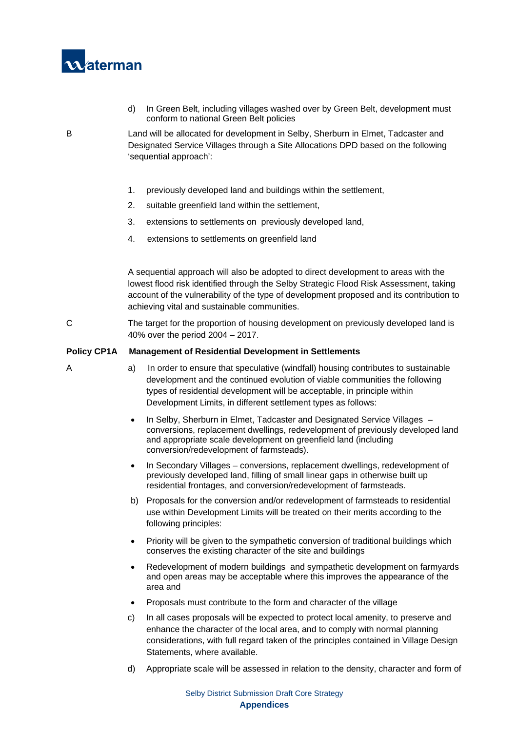d) In Green Belt, including villages washed over by Green Belt, development must conform to national Green Belt policies

B Land will be allocated for development in Selby, Sherburn in Elmet, Tadcaster and Designated Service Villages through a Site Allocations DPD based on the following 'sequential approach':

1. previously developed land and buildings within the settlement,
2. suitable greenfield land within the settlement,
3. extensions to settlements on previously developed land,
4. extensions to settlements on greenfield land

A sequential approach will also be adopted to direct development to areas with the lowest flood risk identified through the Selby Strategic Flood Risk Assessment, taking account of the vulnerability of the type of development proposed and its contribution to achieving vital and sustainable communities.

C The target for the proportion of housing development on previously developed land is 40% over the period 2004 – 2017.

**Policy CP1A Management of Residential Development in Settlements**

A a) In order to ensure that speculative (windfall) housing contributes to sustainable development and the continued evolution of viable communities the following types of residential development will be acceptable, in principle within Development Limits, in different settlement types as follows:

- In Selby, Sherburn in Elmet, Tadcaster and Designated Service Villages – conversions, replacement dwellings, redevelopment of previously developed land and appropriate scale development on greenfield land (including conversion/redevelopment of farmsteads).
- In Secondary Villages – conversions, replacement dwellings, redevelopment of previously developed land, filling of small linear gaps in otherwise built up residential frontages, and conversion/redevelopment of farmsteads.

b) Proposals for the conversion and/or redevelopment of farmsteads to residential use within Development Limits will be treated on their merits according to the following principles:

- Priority will be given to the sympathetic conversion of traditional buildings which conserves the existing character of the site and buildings
- Redevelopment of modern buildings and sympathetic development on farmyards and open areas may be acceptable where this improves the appearance of the area and
- Proposals must contribute to the form and character of the village

c) In all cases proposals will be expected to protect local amenity, to preserve and enhance the character of the local area, and to comply with normal planning considerations, with full regard taken of the principles contained in Village Design Statements, where available.

d) Appropriate scale will be assessed in relation to the density, character and form of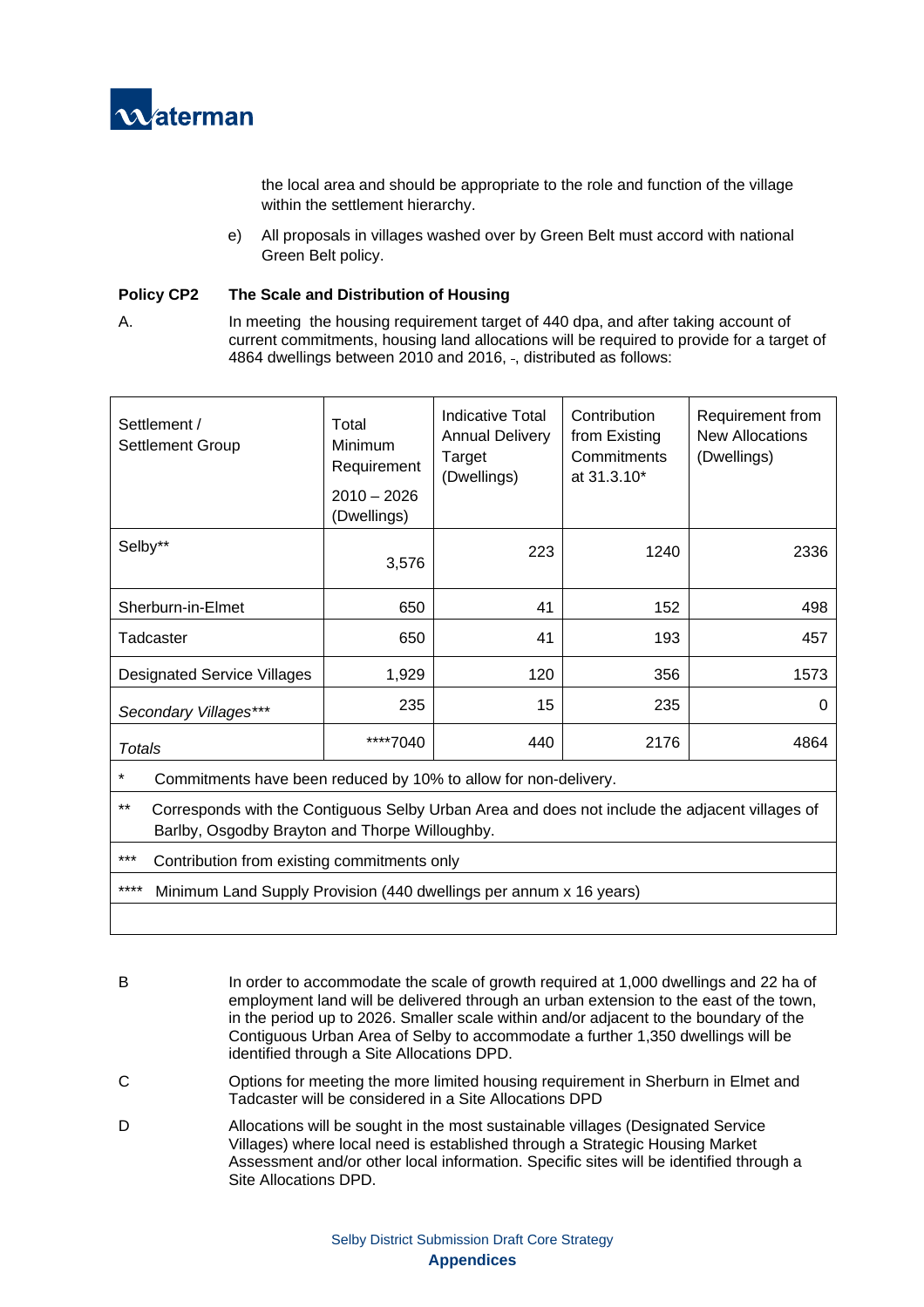the local area and should be appropriate to the role and function of the village within the settlement hierarchy.

e) All proposals in villages washed over by Green Belt must accord with national Green Belt policy.

**Policy CP2 The Scale and Distribution of Housing**

A. In meeting the housing requirement target of 440 dpa, and after taking account of current commitments, housing land allocations will be required to provide for a target of 4864 dwellings between 2010 and 2016, -, distributed as follows:

| Settlement / Settlement Group | Total Minimum Requirement 2010 – 2026 (Dwellings) | Indicative Total Annual Delivery Target (Dwellings) | Contribution from Existing Commitments at 31.3.10* | Requirement from New Allocations (Dwellings) |
|---|---|---|---|---|
| Selby** | 3,576 | 223 | 1240 | 2336 |
| Sherburn-in-Elmet | 650 | 41 | 152 | 498 |
| Tadcaster | 650 | 41 | 193 | 457 |
| Designated Service Villages | 1,929 | 120 | 356 | 1573 |
| *Secondary Villages**** | 235 | 15 | 235 | 0 |
| *Totals* | ****7040 | 440 | 2176 | 4864 |

\* Commitments have been reduced by 10% to allow for non-delivery.

** Corresponds with the Contiguous Selby Urban Area and does not include the adjacent villages of Barlby, Osgodby Brayton and Thorpe Willoughby.

*** Contribution from existing commitments only

**** Minimum Land Supply Provision (440 dwellings per annum x 16 years)

B In order to accommodate the scale of growth required at 1,000 dwellings and 22 ha of employment land will be delivered through an urban extension to the east of the town, in the period up to 2026. Smaller scale within and/or adjacent to the boundary of the Contiguous Urban Area of Selby to accommodate a further 1,350 dwellings will be identified through a Site Allocations DPD.

C Options for meeting the more limited housing requirement in Sherburn in Elmet and Tadcaster will be considered in a Site Allocations DPD

D Allocations will be sought in the most sustainable villages (Designated Service Villages) where local need is established through a Strategic Housing Market Assessment and/or other local information. Specific sites will be identified through a Site Allocations DPD.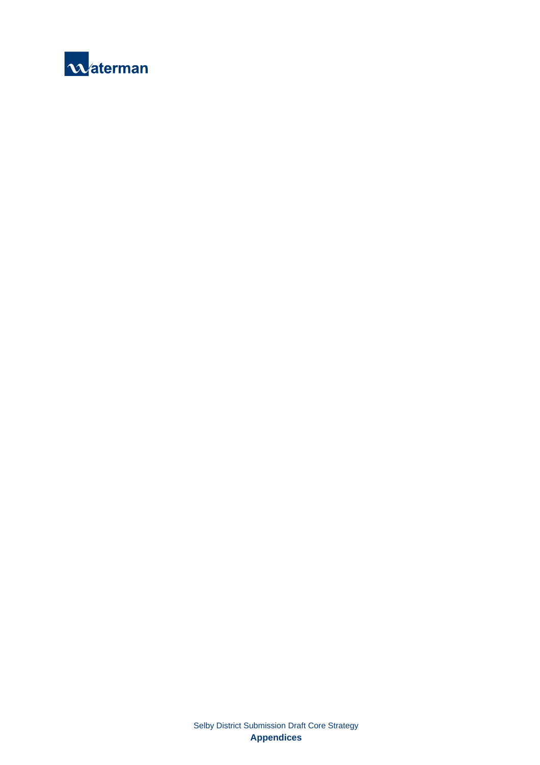# Appendices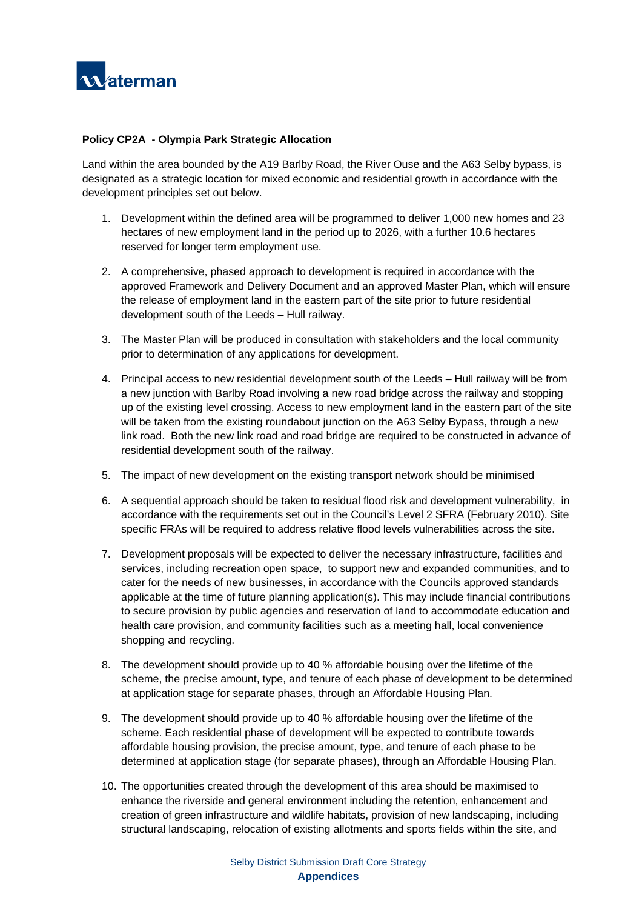**Policy CP2A - Olympia Park Strategic Allocation**

Land within the area bounded by the A19 Barlby Road, the River Ouse and the A63 Selby bypass, is designated as a strategic location for mixed economic and residential growth in accordance with the development principles set out below.

1. Development within the defined area will be programmed to deliver 1,000 new homes and 23 hectares of new employment land in the period up to 2026, with a further 10.6 hectares reserved for longer term employment use.

2. A comprehensive, phased approach to development is required in accordance with the approved Framework and Delivery Document and an approved Master Plan, which will ensure the release of employment land in the eastern part of the site prior to future residential development south of the Leeds – Hull railway.

3. The Master Plan will be produced in consultation with stakeholders and the local community prior to determination of any applications for development.

4. Principal access to new residential development south of the Leeds – Hull railway will be from a new junction with Barlby Road involving a new road bridge across the railway and stopping up of the existing level crossing. Access to new employment land in the eastern part of the site will be taken from the existing roundabout junction on the A63 Selby Bypass, through a new link road. Both the new link road and road bridge are required to be constructed in advance of residential development south of the railway.

5. The impact of new development on the existing transport network should be minimised

6. A sequential approach should be taken to residual flood risk and development vulnerability, in accordance with the requirements set out in the Council's Level 2 SFRA (February 2010). Site specific FRAs will be required to address relative flood levels vulnerabilities across the site.

7. Development proposals will be expected to deliver the necessary infrastructure, facilities and services, including recreation open space, to support new and expanded communities, and to cater for the needs of new businesses, in accordance with the Councils approved standards applicable at the time of future planning application(s). This may include financial contributions to secure provision by public agencies and reservation of land to accommodate education and health care provision, and community facilities such as a meeting hall, local convenience shopping and recycling.

8. The development should provide up to 40 % affordable housing over the lifetime of the scheme, the precise amount, type, and tenure of each phase of development to be determined at application stage for separate phases, through an Affordable Housing Plan.

9. The development should provide up to 40 % affordable housing over the lifetime of the scheme. Each residential phase of development will be expected to contribute towards affordable housing provision, the precise amount, type, and tenure of each phase to be determined at application stage (for separate phases), through an Affordable Housing Plan.

10. The opportunities created through the development of this area should be maximised to enhance the riverside and general environment including the retention, enhancement and creation of green infrastructure and wildlife habitats, provision of new landscaping, including structural landscaping, relocation of existing allotments and sports fields within the site, and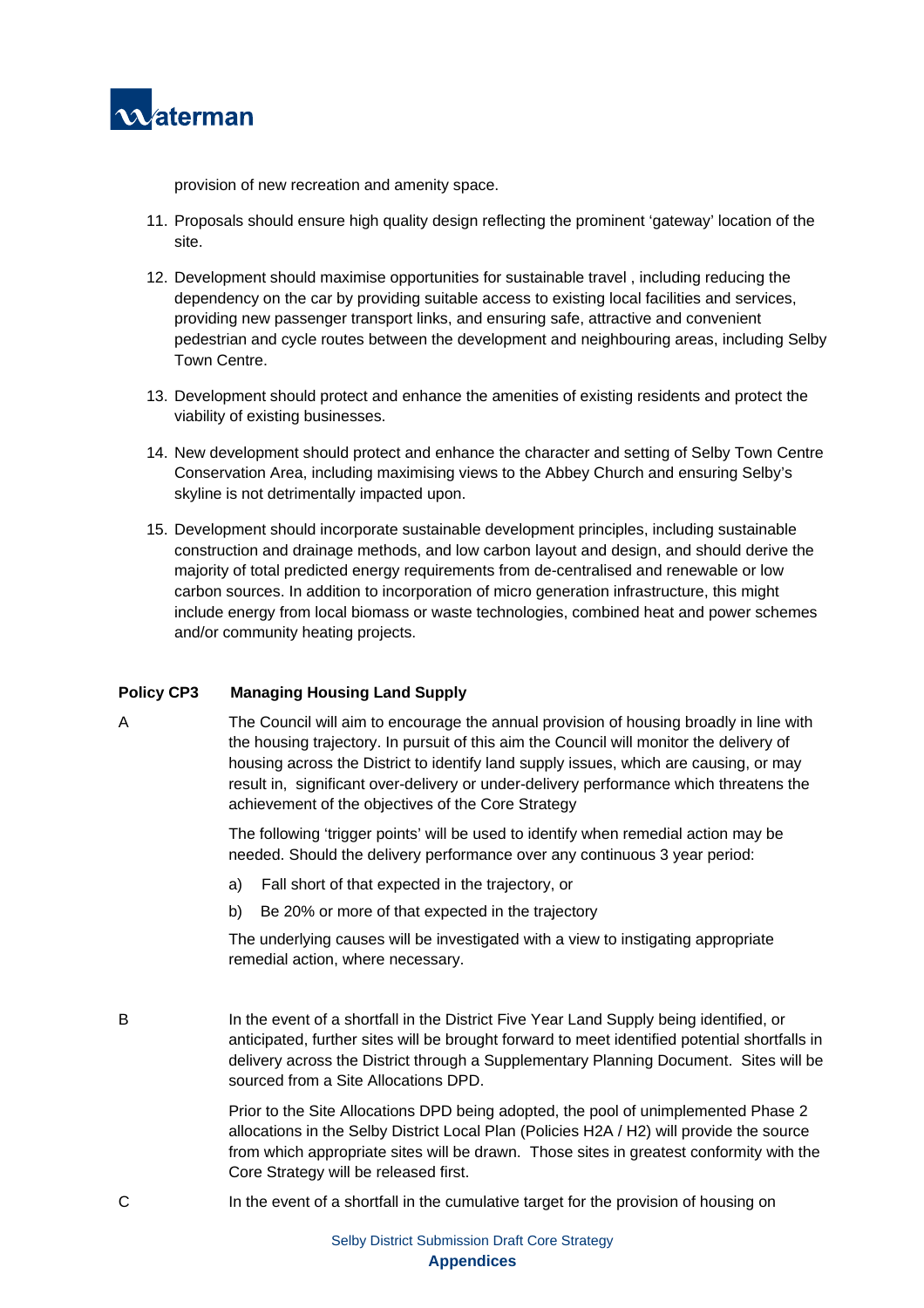provision of new recreation and amenity space.

11. Proposals should ensure high quality design reflecting the prominent 'gateway' location of the site.

12. Development should maximise opportunities for sustainable travel , including reducing the dependency on the car by providing suitable access to existing local facilities and services, providing new passenger transport links, and ensuring safe, attractive and convenient pedestrian and cycle routes between the development and neighbouring areas, including Selby Town Centre.

13. Development should protect and enhance the amenities of existing residents and protect the viability of existing businesses.

14. New development should protect and enhance the character and setting of Selby Town Centre Conservation Area, including maximising views to the Abbey Church and ensuring Selby's skyline is not detrimentally impacted upon.

15. Development should incorporate sustainable development principles, including sustainable construction and drainage methods, and low carbon layout and design, and should derive the majority of total predicted energy requirements from de-centralised and renewable or low carbon sources. In addition to incorporation of micro generation infrastructure, this might include energy from local biomass or waste technologies, combined heat and power schemes and/or community heating projects.

**Policy CP3 Managing Housing Land Supply**

A The Council will aim to encourage the annual provision of housing broadly in line with the housing trajectory. In pursuit of this aim the Council will monitor the delivery of housing across the District to identify land supply issues, which are causing, or may result in, significant over-delivery or under-delivery performance which threatens the achievement of the objectives of the Core Strategy

The following 'trigger points' will be used to identify when remedial action may be needed. Should the delivery performance over any continuous 3 year period:

a) Fall short of that expected in the trajectory, or

b) Be 20% or more of that expected in the trajectory

The underlying causes will be investigated with a view to instigating appropriate remedial action, where necessary.

B In the event of a shortfall in the District Five Year Land Supply being identified, or anticipated, further sites will be brought forward to meet identified potential shortfalls in delivery across the District through a Supplementary Planning Document. Sites will be sourced from a Site Allocations DPD.

Prior to the Site Allocations DPD being adopted, the pool of unimplemented Phase 2 allocations in the Selby District Local Plan (Policies H2A / H2) will provide the source from which appropriate sites will be drawn. Those sites in greatest conformity with the Core Strategy will be released first.

C In the event of a shortfall in the cumulative target for the provision of housing on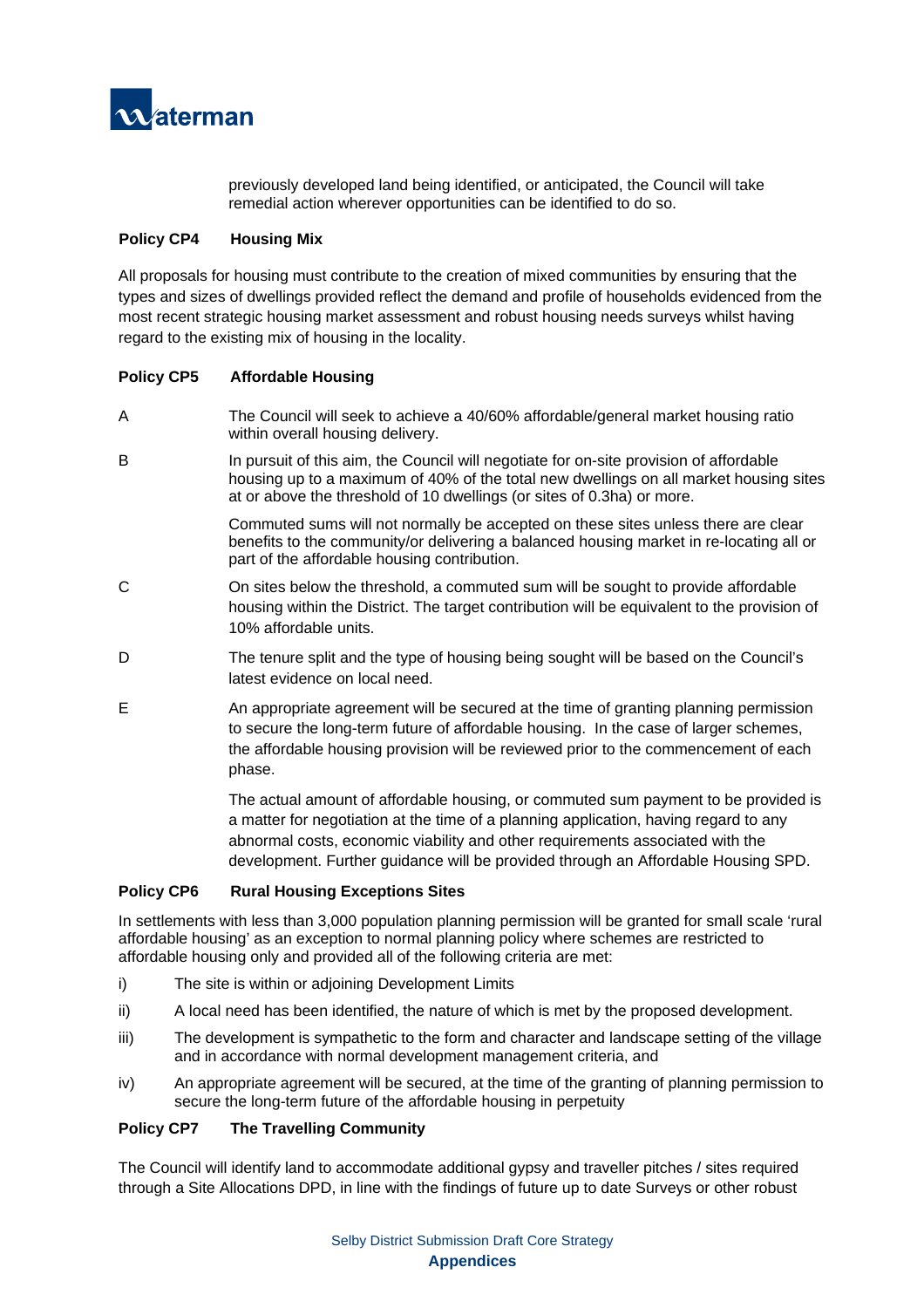previously developed land being identified, or anticipated, the Council will take remedial action wherever opportunities can be identified to do so.

**Policy CP4 Housing Mix**

All proposals for housing must contribute to the creation of mixed communities by ensuring that the types and sizes of dwellings provided reflect the demand and profile of households evidenced from the most recent strategic housing market assessment and robust housing needs surveys whilst having regard to the existing mix of housing in the locality.

**Policy CP5 Affordable Housing**

A The Council will seek to achieve a 40/60% affordable/general market housing ratio within overall housing delivery.

B In pursuit of this aim, the Council will negotiate for on-site provision of affordable housing up to a maximum of 40% of the total new dwellings on all market housing sites at or above the threshold of 10 dwellings (or sites of 0.3ha) or more.

Commuted sums will not normally be accepted on these sites unless there are clear benefits to the community/or delivering a balanced housing market in re-locating all or part of the affordable housing contribution.

C On sites below the threshold, a commuted sum will be sought to provide affordable housing within the District. The target contribution will be equivalent to the provision of 10% affordable units.

D The tenure split and the type of housing being sought will be based on the Council's latest evidence on local need.

E An appropriate agreement will be secured at the time of granting planning permission to secure the long-term future of affordable housing. In the case of larger schemes, the affordable housing provision will be reviewed prior to the commencement of each phase.

The actual amount of affordable housing, or commuted sum payment to be provided is a matter for negotiation at the time of a planning application, having regard to any abnormal costs, economic viability and other requirements associated with the development. Further guidance will be provided through an Affordable Housing SPD.

**Policy CP6 Rural Housing Exceptions Sites**

In settlements with less than 3,000 population planning permission will be granted for small scale 'rural affordable housing' as an exception to normal planning policy where schemes are restricted to affordable housing only and provided all of the following criteria are met:

i) The site is within or adjoining Development Limits

ii) A local need has been identified, the nature of which is met by the proposed development.

iii) The development is sympathetic to the form and character and landscape setting of the village and in accordance with normal development management criteria, and

iv) An appropriate agreement will be secured, at the time of the granting of planning permission to secure the long-term future of the affordable housing in perpetuity

**Policy CP7 The Travelling Community**

The Council will identify land to accommodate additional gypsy and traveller pitches / sites required through a Site Allocations DPD, in line with the findings of future up to date Surveys or other robust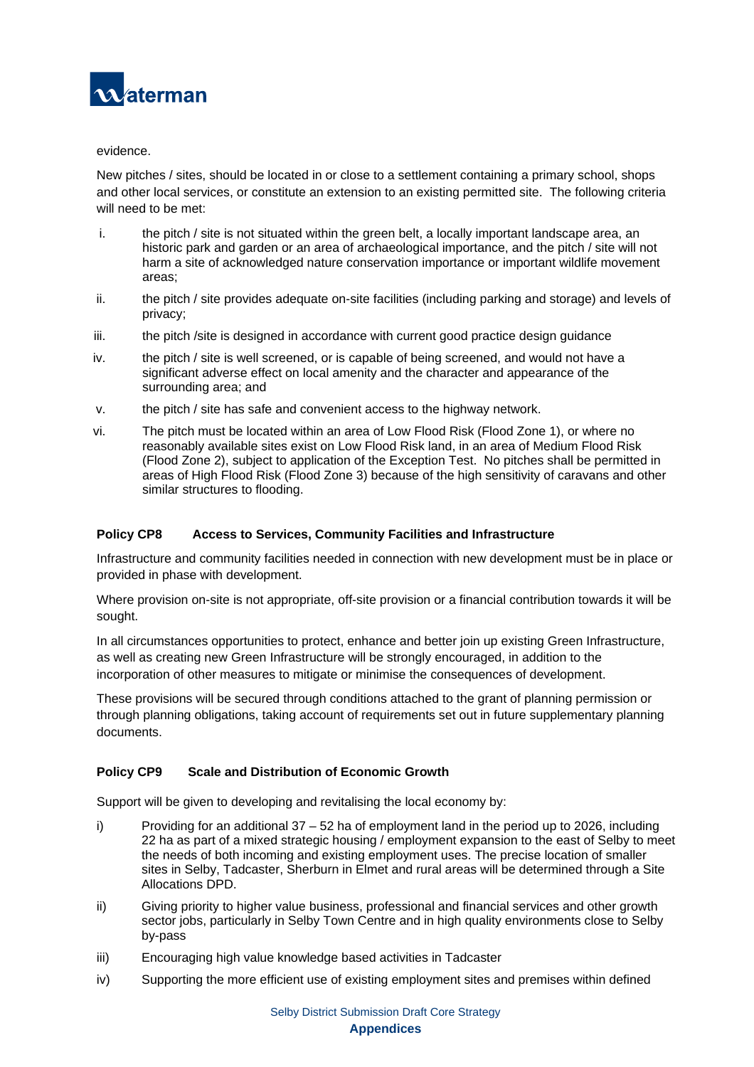evidence.

New pitches / sites, should be located in or close to a settlement containing a primary school, shops and other local services, or constitute an extension to an existing permitted site. The following criteria will need to be met:

i. the pitch / site is not situated within the green belt, a locally important landscape area, an historic park and garden or an area of archaeological importance, and the pitch / site will not harm a site of acknowledged nature conservation importance or important wildlife movement areas;

ii. the pitch / site provides adequate on-site facilities (including parking and storage) and levels of privacy;

iii. the pitch /site is designed in accordance with current good practice design guidance

iv. the pitch / site is well screened, or is capable of being screened, and would not have a significant adverse effect on local amenity and the character and appearance of the surrounding area; and

v. the pitch / site has safe and convenient access to the highway network.

vi. The pitch must be located within an area of Low Flood Risk (Flood Zone 1), or where no reasonably available sites exist on Low Flood Risk land, in an area of Medium Flood Risk (Flood Zone 2), subject to application of the Exception Test. No pitches shall be permitted in areas of High Flood Risk (Flood Zone 3) because of the high sensitivity of caravans and other similar structures to flooding.

**Policy CP8 Access to Services, Community Facilities and Infrastructure**

Infrastructure and community facilities needed in connection with new development must be in place or provided in phase with development.

Where provision on-site is not appropriate, off-site provision or a financial contribution towards it will be sought.

In all circumstances opportunities to protect, enhance and better join up existing Green Infrastructure, as well as creating new Green Infrastructure will be strongly encouraged, in addition to the incorporation of other measures to mitigate or minimise the consequences of development.

These provisions will be secured through conditions attached to the grant of planning permission or through planning obligations, taking account of requirements set out in future supplementary planning documents.

**Policy CP9 Scale and Distribution of Economic Growth**

Support will be given to developing and revitalising the local economy by:

i) Providing for an additional 37 – 52 ha of employment land in the period up to 2026, including 22 ha as part of a mixed strategic housing / employment expansion to the east of Selby to meet the needs of both incoming and existing employment uses. The precise location of smaller sites in Selby, Tadcaster, Sherburn in Elmet and rural areas will be determined through a Site Allocations DPD.

ii) Giving priority to higher value business, professional and financial services and other growth sector jobs, particularly in Selby Town Centre and in high quality environments close to Selby by-pass

iii) Encouraging high value knowledge based activities in Tadcaster

iv) Supporting the more efficient use of existing employment sites and premises within defined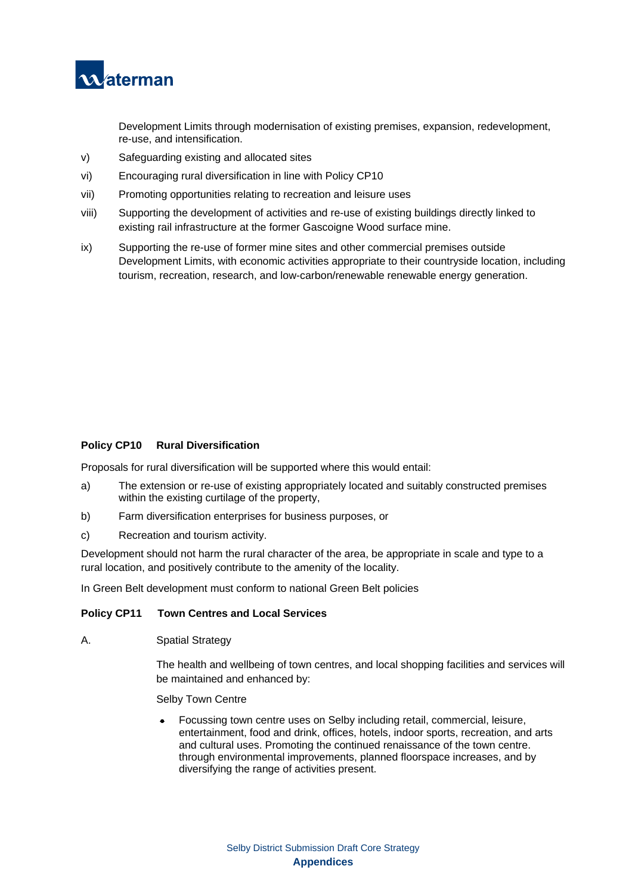Development Limits through modernisation of existing premises, expansion, redevelopment, re-use, and intensification.

v) Safeguarding existing and allocated sites

vi) Encouraging rural diversification in line with Policy CP10

vii) Promoting opportunities relating to recreation and leisure uses

viii) Supporting the development of activities and re-use of existing buildings directly linked to existing rail infrastructure at the former Gascoigne Wood surface mine.

ix) Supporting the re-use of former mine sites and other commercial premises outside Development Limits, with economic activities appropriate to their countryside location, including tourism, recreation, research, and low-carbon/renewable renewable energy generation.

**Policy CP10 Rural Diversification**

Proposals for rural diversification will be supported where this would entail:

a) The extension or re-use of existing appropriately located and suitably constructed premises within the existing curtilage of the property,

b) Farm diversification enterprises for business purposes, or

c) Recreation and tourism activity.

Development should not harm the rural character of the area, be appropriate in scale and type to a rural location, and positively contribute to the amenity of the locality.

In Green Belt development must conform to national Green Belt policies

**Policy CP11 Town Centres and Local Services**

A. Spatial Strategy

The health and wellbeing of town centres, and local shopping facilities and services will be maintained and enhanced by:

Selby Town Centre

- Focussing town centre uses on Selby including retail, commercial, leisure, entertainment, food and drink, offices, hotels, indoor sports, recreation, and arts and cultural uses. Promoting the continued renaissance of the town centre. through environmental improvements, planned floorspace increases, and by diversifying the range of activities present.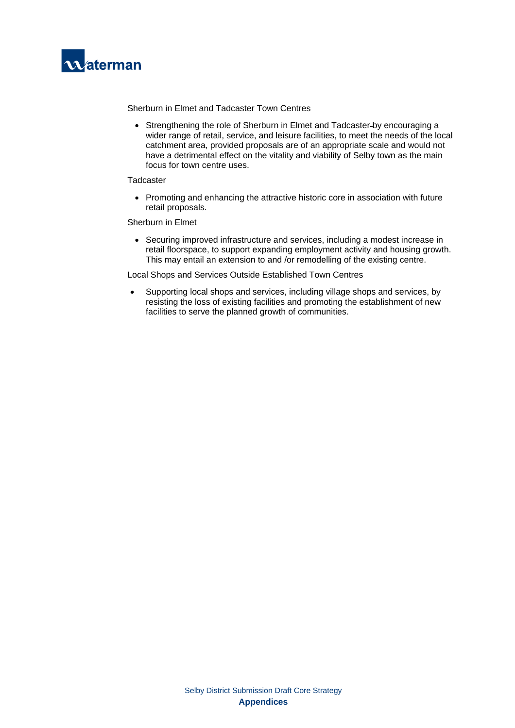Sherburn in Elmet and Tadcaster Town Centres

- Strengthening the role of Sherburn in Elmet and Tadcaster by encouraging a wider range of retail, service, and leisure facilities, to meet the needs of the local catchment area, provided proposals are of an appropriate scale and would not have a detrimental effect on the vitality and viability of Selby town as the main focus for town centre uses.

Tadcaster

- Promoting and enhancing the attractive historic core in association with future retail proposals.

Sherburn in Elmet

- Securing improved infrastructure and services, including a modest increase in retail floorspace, to support expanding employment activity and housing growth. This may entail an extension to and /or remodelling of the existing centre.

Local Shops and Services Outside Established Town Centres

- Supporting local shops and services, including village shops and services, by resisting the loss of existing facilities and promoting the establishment of new facilities to serve the planned growth of communities.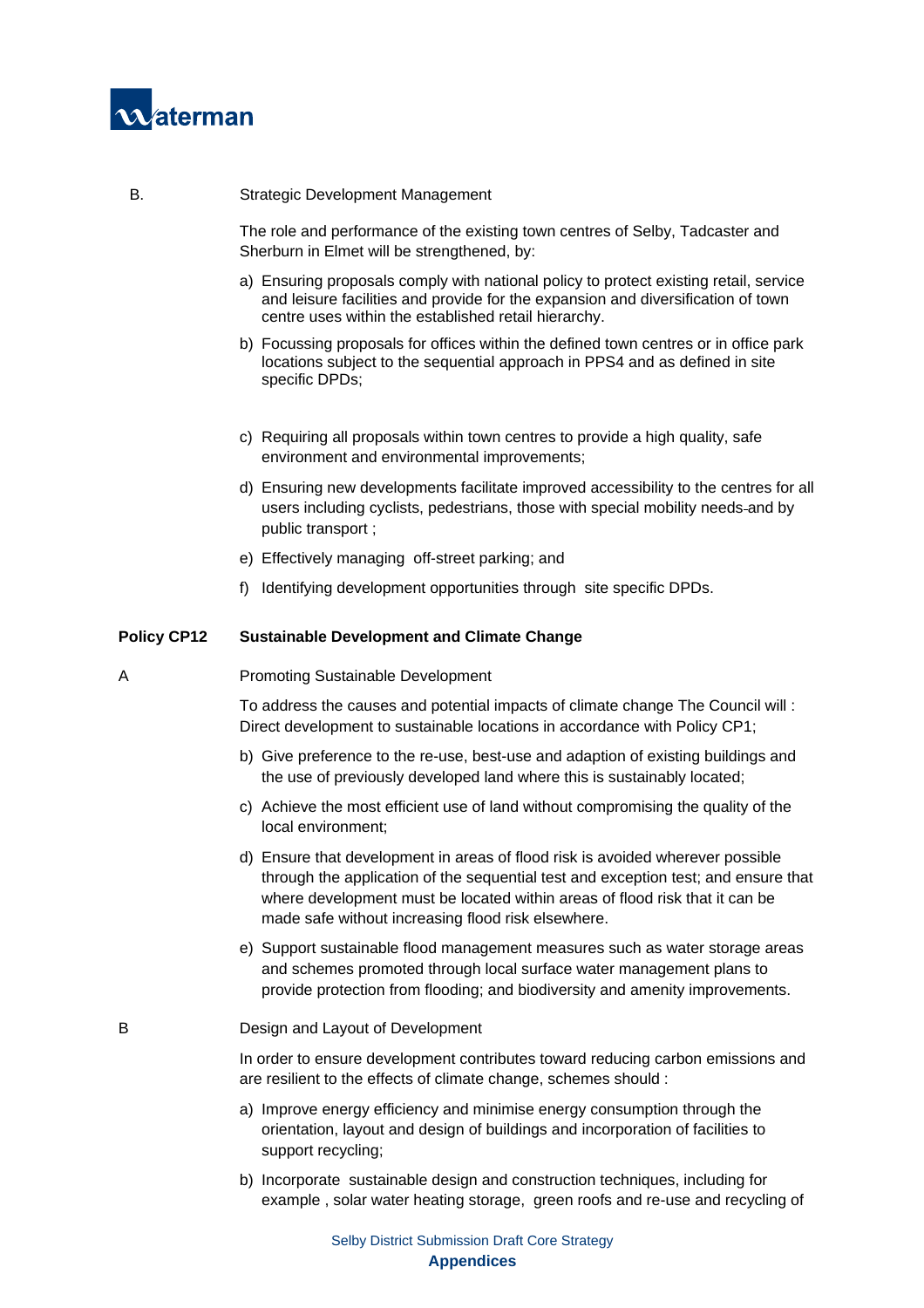B. Strategic Development Management

The role and performance of the existing town centres of Selby, Tadcaster and Sherburn in Elmet will be strengthened, by:

a) Ensuring proposals comply with national policy to protect existing retail, service and leisure facilities and provide for the expansion and diversification of town centre uses within the established retail hierarchy.

b) Focussing proposals for offices within the defined town centres or in office park locations subject to the sequential approach in PPS4 and as defined in site specific DPDs;

c) Requiring all proposals within town centres to provide a high quality, safe environment and environmental improvements;

d) Ensuring new developments facilitate improved accessibility to the centres for all users including cyclists, pedestrians, those with special mobility needs and by public transport ;

e) Effectively managing off-street parking; and

f) Identifying development opportunities through site specific DPDs.

**Policy CP12 Sustainable Development and Climate Change**

A Promoting Sustainable Development

To address the causes and potential impacts of climate change The Council will : Direct development to sustainable locations in accordance with Policy CP1;

b) Give preference to the re-use, best-use and adaption of existing buildings and the use of previously developed land where this is sustainably located;

c) Achieve the most efficient use of land without compromising the quality of the local environment;

d) Ensure that development in areas of flood risk is avoided wherever possible through the application of the sequential test and exception test; and ensure that where development must be located within areas of flood risk that it can be made safe without increasing flood risk elsewhere.

e) Support sustainable flood management measures such as water storage areas and schemes promoted through local surface water management plans to provide protection from flooding; and biodiversity and amenity improvements.

B Design and Layout of Development

In order to ensure development contributes toward reducing carbon emissions and are resilient to the effects of climate change, schemes should :

a) Improve energy efficiency and minimise energy consumption through the orientation, layout and design of buildings and incorporation of facilities to support recycling;

b) Incorporate sustainable design and construction techniques, including for example , solar water heating storage, green roofs and re-use and recycling of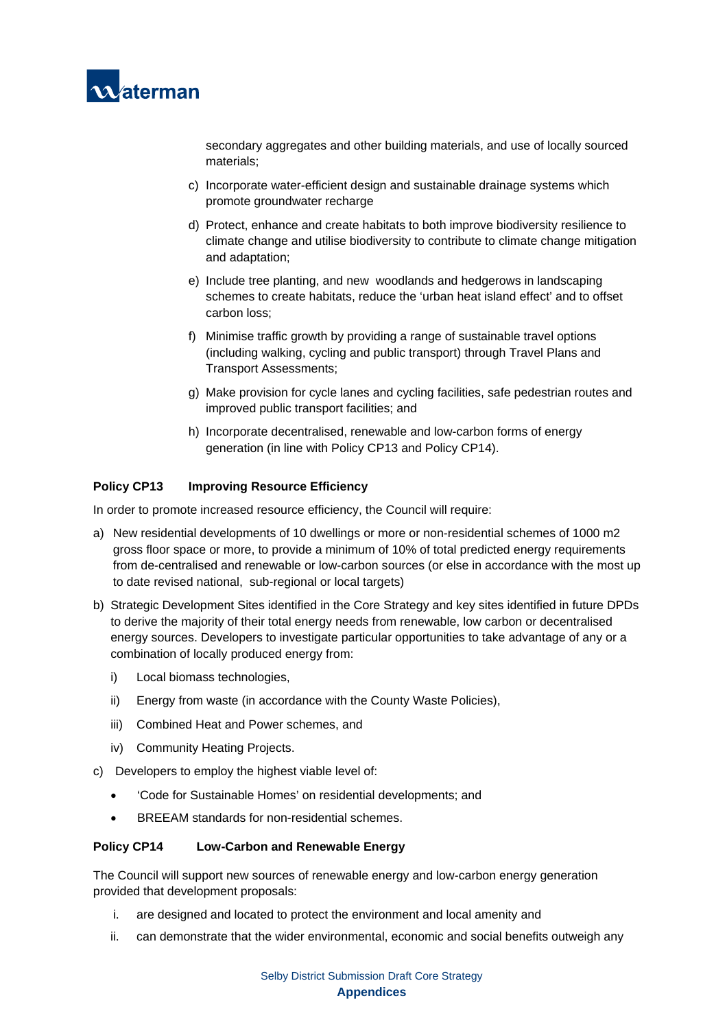secondary aggregates and other building materials, and use of locally sourced materials;

c) Incorporate water-efficient design and sustainable drainage systems which promote groundwater recharge

d) Protect, enhance and create habitats to both improve biodiversity resilience to climate change and utilise biodiversity to contribute to climate change mitigation and adaptation;

e) Include tree planting, and new woodlands and hedgerows in landscaping schemes to create habitats, reduce the 'urban heat island effect' and to offset carbon loss;

f) Minimise traffic growth by providing a range of sustainable travel options (including walking, cycling and public transport) through Travel Plans and Transport Assessments;

g) Make provision for cycle lanes and cycling facilities, safe pedestrian routes and improved public transport facilities; and

h) Incorporate decentralised, renewable and low-carbon forms of energy generation (in line with Policy CP13 and Policy CP14).

**Policy CP13 Improving Resource Efficiency**

In order to promote increased resource efficiency, the Council will require:

a) New residential developments of 10 dwellings or more or non-residential schemes of 1000 m2 gross floor space or more, to provide a minimum of 10% of total predicted energy requirements from de-centralised and renewable or low-carbon sources (or else in accordance with the most up to date revised national, sub-regional or local targets)

b) Strategic Development Sites identified in the Core Strategy and key sites identified in future DPDs to derive the majority of their total energy needs from renewable, low carbon or decentralised energy sources. Developers to investigate particular opportunities to take advantage of any or a combination of locally produced energy from:

   i) Local biomass technologies,

   ii) Energy from waste (in accordance with the County Waste Policies),

   iii) Combined Heat and Power schemes, and

   iv) Community Heating Projects.

c) Developers to employ the highest viable level of:

   - 'Code for Sustainable Homes' on residential developments; and
   - BREEAM standards for non-residential schemes.

**Policy CP14 Low-Carbon and Renewable Energy**

The Council will support new sources of renewable energy and low-carbon energy generation provided that development proposals:

i. are designed and located to protect the environment and local amenity and

ii. can demonstrate that the wider environmental, economic and social benefits outweigh any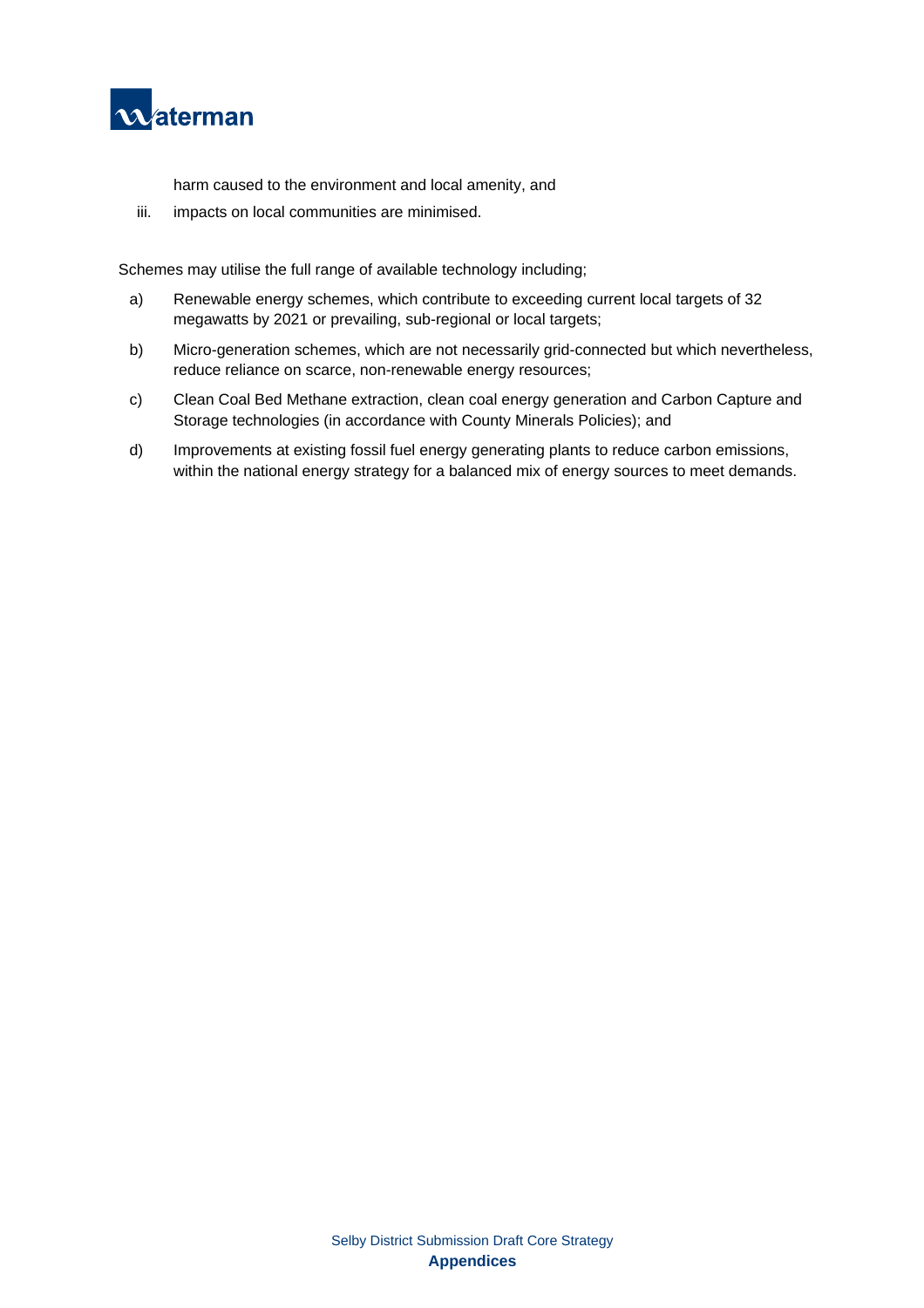harm caused to the environment and local amenity, and

iii. impacts on local communities are minimised.

Schemes may utilise the full range of available technology including;

a) Renewable energy schemes, which contribute to exceeding current local targets of 32 megawatts by 2021 or prevailing, sub-regional or local targets;

b) Micro-generation schemes, which are not necessarily grid-connected but which nevertheless, reduce reliance on scarce, non-renewable energy resources;

c) Clean Coal Bed Methane extraction, clean coal energy generation and Carbon Capture and Storage technologies (in accordance with County Minerals Policies); and

d) Improvements at existing fossil fuel energy generating plants to reduce carbon emissions, within the national energy strategy for a balanced mix of energy sources to meet demands.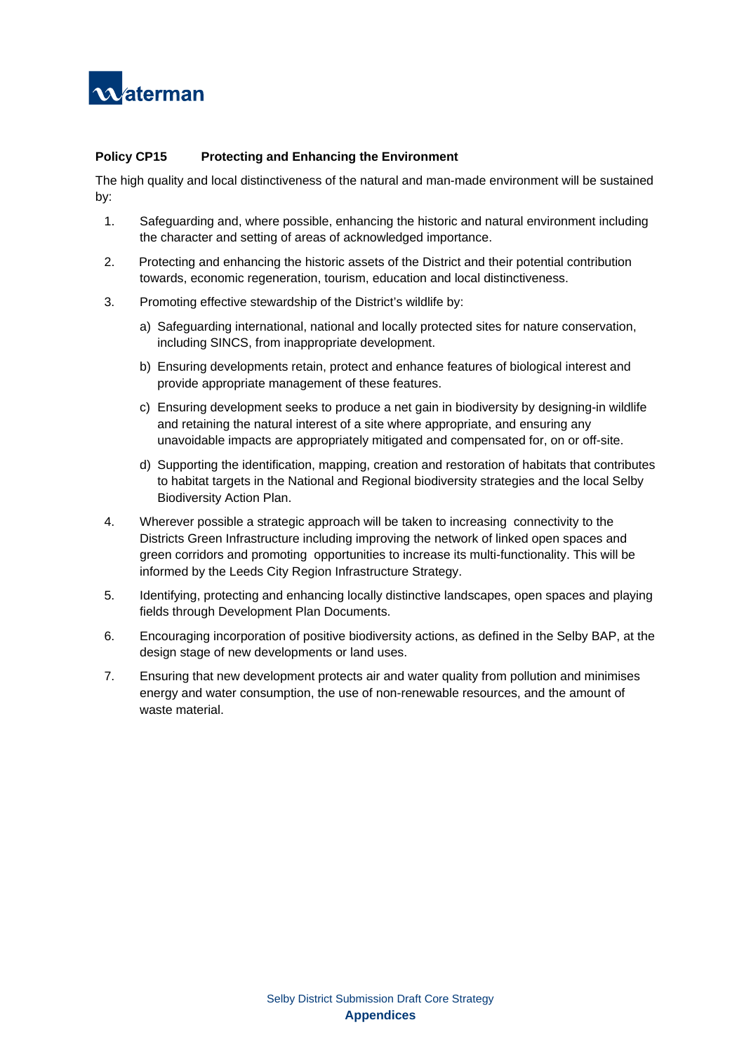**Policy CP15 Protecting and Enhancing the Environment**

The high quality and local distinctiveness of the natural and man-made environment will be sustained by:

1. Safeguarding and, where possible, enhancing the historic and natural environment including the character and setting of areas of acknowledged importance.
2. Protecting and enhancing the historic assets of the District and their potential contribution towards, economic regeneration, tourism, education and local distinctiveness.
3. Promoting effective stewardship of the District's wildlife by:
   a) Safeguarding international, national and locally protected sites for nature conservation, including SINCS, from inappropriate development.
   b) Ensuring developments retain, protect and enhance features of biological interest and provide appropriate management of these features.
   c) Ensuring development seeks to produce a net gain in biodiversity by designing-in wildlife and retaining the natural interest of a site where appropriate, and ensuring any unavoidable impacts are appropriately mitigated and compensated for, on or off-site.
   d) Supporting the identification, mapping, creation and restoration of habitats that contributes to habitat targets in the National and Regional biodiversity strategies and the local Selby Biodiversity Action Plan.
4. Wherever possible a strategic approach will be taken to increasing connectivity to the Districts Green Infrastructure including improving the network of linked open spaces and green corridors and promoting opportunities to increase its multi-functionality. This will be informed by the Leeds City Region Infrastructure Strategy.
5. Identifying, protecting and enhancing locally distinctive landscapes, open spaces and playing fields through Development Plan Documents.
6. Encouraging incorporation of positive biodiversity actions, as defined in the Selby BAP, at the design stage of new developments or land uses.
7. Ensuring that new development protects air and water quality from pollution and minimises energy and water consumption, the use of non-renewable resources, and the amount of waste material.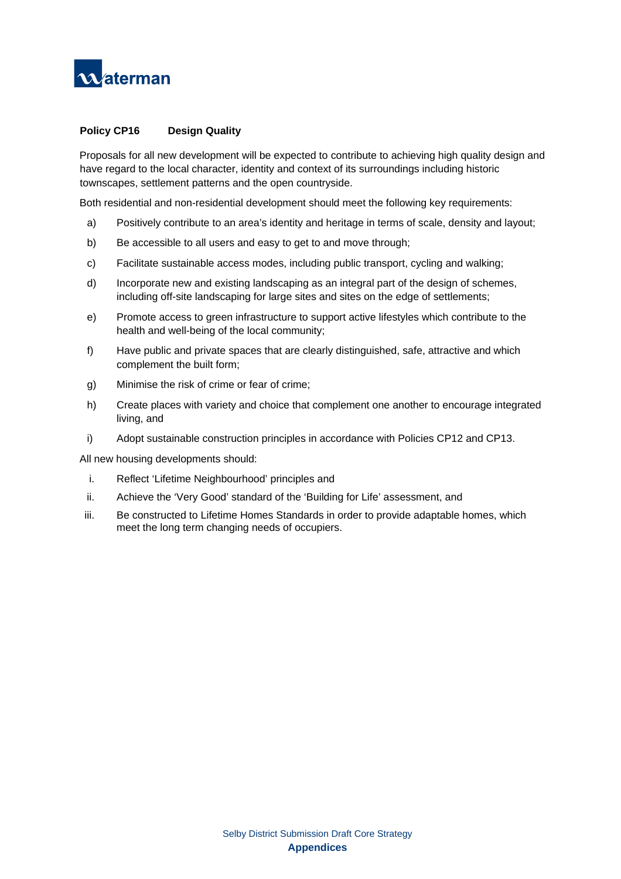**Policy CP16 Design Quality**

Proposals for all new development will be expected to contribute to achieving high quality design and have regard to the local character, identity and context of its surroundings including historic townscapes, settlement patterns and the open countryside.

Both residential and non-residential development should meet the following key requirements:

a) Positively contribute to an area's identity and heritage in terms of scale, density and layout;

b) Be accessible to all users and easy to get to and move through;

c) Facilitate sustainable access modes, including public transport, cycling and walking;

d) Incorporate new and existing landscaping as an integral part of the design of schemes, including off-site landscaping for large sites and sites on the edge of settlements;

e) Promote access to green infrastructure to support active lifestyles which contribute to the health and well-being of the local community;

f) Have public and private spaces that are clearly distinguished, safe, attractive and which complement the built form;

g) Minimise the risk of crime or fear of crime;

h) Create places with variety and choice that complement one another to encourage integrated living, and

i) Adopt sustainable construction principles in accordance with Policies CP12 and CP13.

All new housing developments should:

i. Reflect 'Lifetime Neighbourhood' principles and

ii. Achieve the 'Very Good' standard of the 'Building for Life' assessment, and

iii. Be constructed to Lifetime Homes Standards in order to provide adaptable homes, which meet the long term changing needs of occupiers.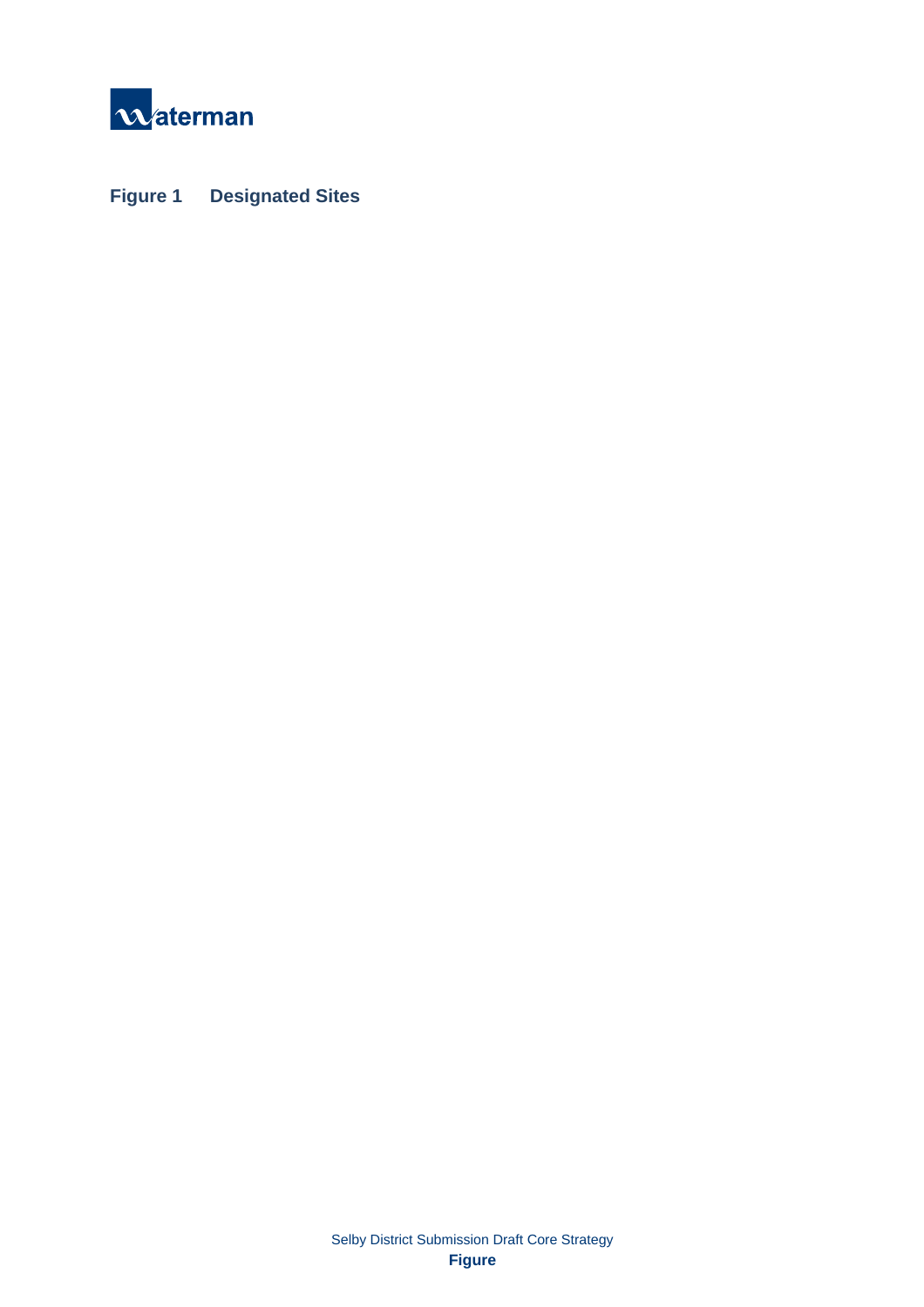Figure 1 Designated Sites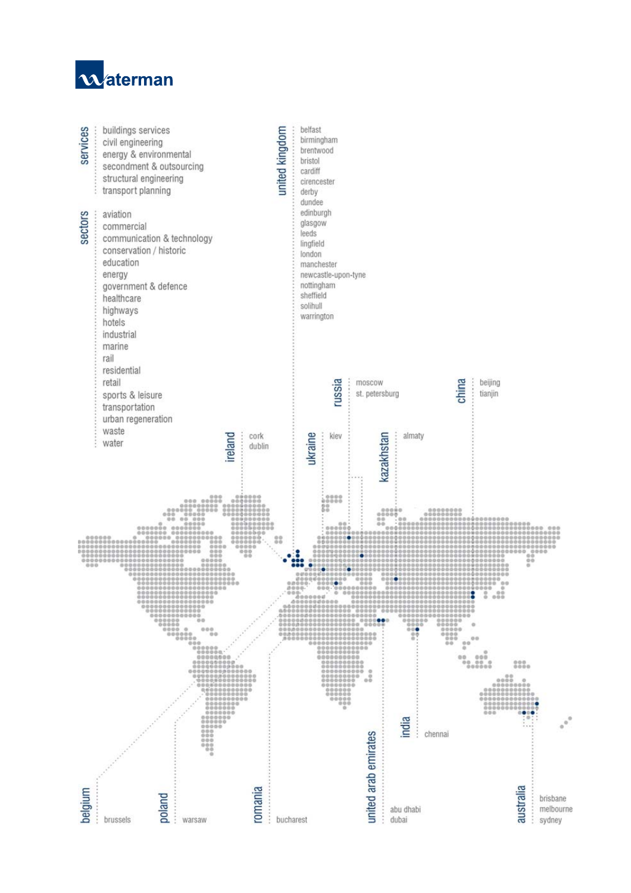# waterman

## services

- buildings services
- civil engineering
- energy & environmental
- secondment & outsourcing
- structural engineering
- transport planning

## sectors

- aviation
- commercial
- communication & technology
- conservation / historic
- education
- energy
- government & defence
- healthcare
- highways
- hotels
- industrial
- marine
- rail
- residential
- retail
- sports & leisure
- transportation
- urban regeneration
- waste
- water

## united kingdom

belfast
birmingham
brentwood
bristol
cardiff
cirencester
derby
dundee
edinburgh
glasgow
leeds
lingfield
london
manchester
newcastle-upon-tyne
nottingham
sheffield
solihull
warrington

## russia

moscow
st. petersburg

## china

beijing
tianjin

## ireland

cork
dublin

## ukraine

kiev

## kazakhstan

almaty

## india

chennai

## belgium

brussels

## poland

warsaw

## romania

bucharest

## united arab emirates

abu dhabi
dubai

## australia

brisbane
melbourne
sydney